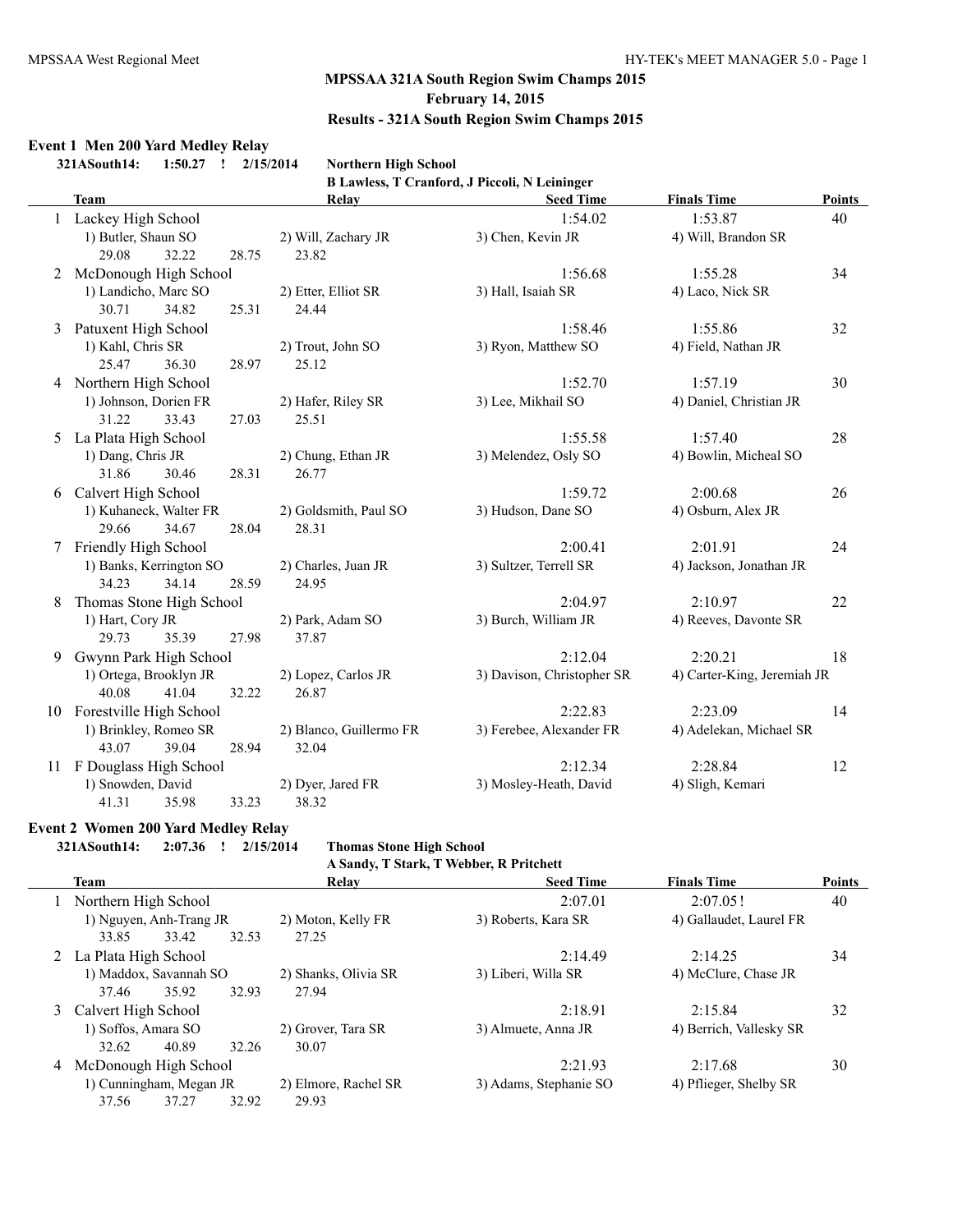# MPSSAA 321A South Region Swim Champs 2015

**February 14, 2015**

**Results - 321A South Region Swim Champs 2015**

## Event 1 Men 200 Yard Medley Relay

**321ASouth14: 1:50.27 ! 2/15/2014 Northern High School**
**B Lawless, T Cranford, J Piccoli, N Leininger**

| | Team | Relay | Seed Time | Finals Time | Points |
|---|---|---|---|---|---|
| 1 | Lackey High School | | 1:54.02 | 1:53.87 | 40 |
| | 1) Butler, Shaun SO | 2) Will, Zachary JR | 3) Chen, Kevin JR | 4) Will, Brandon SR | |
| | 29.08 32.22 28.75 23.82 | | | | |
| 2 | McDonough High School | | 1:56.68 | 1:55.28 | 34 |
| | 1) Landicho, Marc SO | 2) Etter, Elliot SR | 3) Hall, Isaiah SR | 4) Laco, Nick SR | |
| | 30.71 34.82 25.31 24.44 | | | | |
| 3 | Patuxent High School | | 1:58.46 | 1:55.86 | 32 |
| | 1) Kahl, Chris SR | 2) Trout, John SO | 3) Ryon, Matthew SO | 4) Field, Nathan JR | |
| | 25.47 36.30 28.97 25.12 | | | | |
| 4 | Northern High School | | 1:52.70 | 1:57.19 | 30 |
| | 1) Johnson, Dorien FR | 2) Hafer, Riley SR | 3) Lee, Mikhail SO | 4) Daniel, Christian JR | |
| | 31.22 33.43 27.03 25.51 | | | | |
| 5 | La Plata High School | | 1:55.58 | 1:57.40 | 28 |
| | 1) Dang, Chris JR | 2) Chung, Ethan JR | 3) Melendez, Osly SO | 4) Bowlin, Micheal SO | |
| | 31.86 30.46 28.31 26.77 | | | | |
| 6 | Calvert High School | | 1:59.72 | 2:00.68 | 26 |
| | 1) Kuhaneck, Walter FR | 2) Goldsmith, Paul SO | 3) Hudson, Dane SO | 4) Osburn, Alex JR | |
| | 29.66 34.67 28.04 28.31 | | | | |
| 7 | Friendly High School | | 2:00.41 | 2:01.91 | 24 |
| | 1) Banks, Kerrington SO | 2) Charles, Juan JR | 3) Sultzer, Terrell SR | 4) Jackson, Jonathan JR | |
| | 34.23 34.14 28.59 24.95 | | | | |
| 8 | Thomas Stone High School | | 2:04.97 | 2:10.97 | 22 |
| | 1) Hart, Cory JR | 2) Park, Adam SO | 3) Burch, William JR | 4) Reeves, Davonte SR | |
| | 29.73 35.39 27.98 37.87 | | | | |
| 9 | Gwynn Park High School | | 2:12.04 | 2:20.21 | 18 |
| | 1) Ortega, Brooklyn JR | 2) Lopez, Carlos JR | 3) Davison, Christopher SR | 4) Carter-King, Jeremiah JR | |
| | 40.08 41.04 32.22 26.87 | | | | |
| 10 | Forestville High School | | 2:22.83 | 2:23.09 | 14 |
| | 1) Brinkley, Romeo SR | 2) Blanco, Guillermo FR | 3) Ferebee, Alexander FR | 4) Adelekan, Michael SR | |
| | 43.07 39.04 28.94 32.04 | | | | |
| 11 | F Douglass High School | | 2:12.34 | 2:28.84 | 12 |
| | 1) Snowden, David | 2) Dyer, Jared FR | 3) Mosley-Heath, David | 4) Sligh, Kemari | |
| | 41.31 35.98 33.23 38.32 | | | | |

## Event 2 Women 200 Yard Medley Relay

**321ASouth14: 2:07.36 ! 2/15/2014 Thomas Stone High School**
**A Sandy, T Stark, T Webber, R Pritchett**

| | Team | Relay | Seed Time | Finals Time | Points |
|---|---|---|---|---|---|
| 1 | Northern High School | | 2:07.01 | 2:07.05! | 40 |
| | 1) Nguyen, Anh-Trang JR | 2) Moton, Kelly FR | 3) Roberts, Kara SR | 4) Gallaudet, Laurel FR | |
| | 33.85 33.42 32.53 27.25 | | | | |
| 2 | La Plata High School | | 2:14.49 | 2:14.25 | 34 |
| | 1) Maddox, Savannah SO | 2) Shanks, Olivia SR | 3) Liberi, Willa SR | 4) McClure, Chase JR | |
| | 37.46 35.92 32.93 27.94 | | | | |
| 3 | Calvert High School | | 2:18.91 | 2:15.84 | 32 |
| | 1) Soffos, Amara SO | 2) Grover, Tara SR | 3) Almuete, Anna JR | 4) Berrich, Vallesky SR | |
| | 32.62 40.89 32.26 30.07 | | | | |
| 4 | McDonough High School | | 2:21.93 | 2:17.68 | 30 |
| | 1) Cunningham, Megan JR | 2) Elmore, Rachel SR | 3) Adams, Stephanie SO | 4) Pflieger, Shelby SR | |
| | 37.56 37.27 32.92 29.93 | | | | |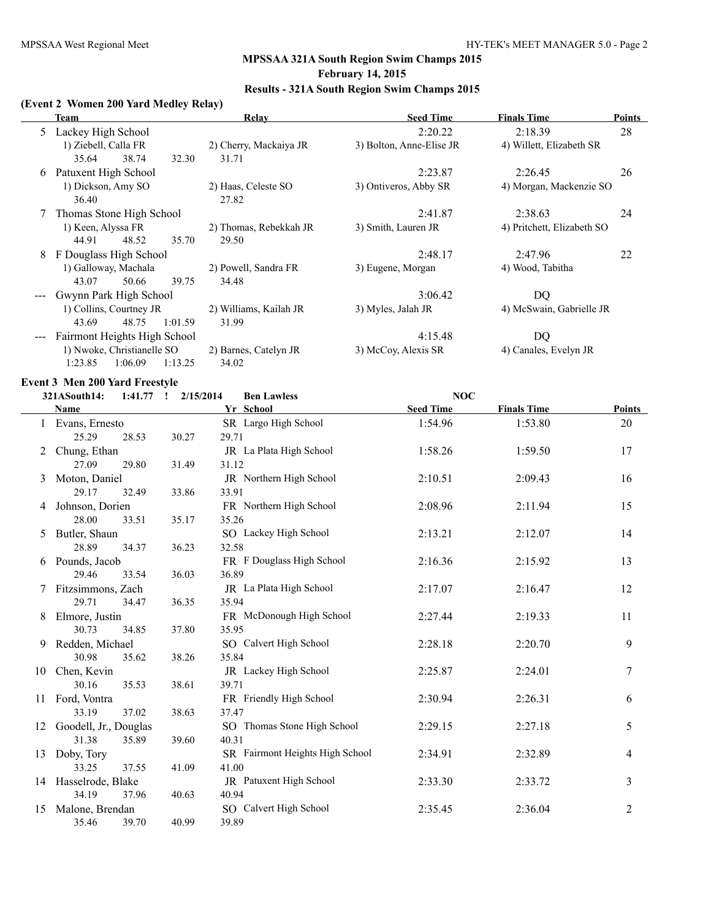## MPSSAA 321A South Region Swim Champs 2015
## February 14, 2015
## Results - 321A South Region Swim Champs 2015

### (Event 2 Women 200 Yard Medley Relay)

| | Team | Relay | Seed Time | Finals Time | Points |
|---|---|---|---|---|---|
| 5 | Lackey High School | | 2:20.22 | 2:18.39 | 28 |
| | 1) Ziebell, Calla FR | 2) Cherry, Mackaiya JR | 3) Bolton, Anne-Elise JR | 4) Willett, Elizabeth SR | |
| | 35.64 38.74 32.30 | 31.71 | | | |
| 6 | Patuxent High School | | 2:23.87 | 2:26.45 | 26 |
| | 1) Dickson, Amy SO | 2) Haas, Celeste SO | 3) Ontiveros, Abby SR | 4) Morgan, Mackenzie SO | |
| | 36.40 | 27.82 | | | |
| 7 | Thomas Stone High School | | 2:41.87 | 2:38.63 | 24 |
| | 1) Keen, Alyssa FR | 2) Thomas, Rebekkah JR | 3) Smith, Lauren JR | 4) Pritchett, Elizabeth SO | |
| | 44.91 48.52 35.70 | 29.50 | | | |
| 8 | F Douglass High School | | 2:48.17 | 2:47.96 | 22 |
| | 1) Galloway, Machala | 2) Powell, Sandra FR | 3) Eugene, Morgan | 4) Wood, Tabitha | |
| | 43.07 50.66 39.75 | 34.48 | | | |
| --- | Gwynn Park High School | | 3:06.42 | DQ | |
| | 1) Collins, Courtney JR | 2) Williams, Kailah JR | 3) Myles, Jalah JR | 4) McSwain, Gabrielle JR | |
| | 43.69 48.75 1:01.59 | 31.99 | | | |
| --- | Fairmont Heights High School | | 4:15.48 | DQ | |
| | 1) Nwoke, Christianelle SO | 2) Barnes, Catelyn JR | 3) McCoy, Alexis SR | 4) Canales, Evelyn JR | |
| | 1:23.85 1:06.09 1:13.25 | 34.02 | | | |

### Event 3 Men 200 Yard Freestyle

321ASouth14: 1:41.77 ! 2/15/2014 Ben Lawless NOC

| | Name | Yr | School | Seed Time | Finals Time | Points |
|---|---|---|---|---|---|---|
| 1 | Evans, Ernesto | SR | Largo High School | 1:54.96 | 1:53.80 | 20 |
| | 25.29 28.53 30.27 29.71 | | | | | |
| 2 | Chung, Ethan | JR | La Plata High School | 1:58.26 | 1:59.50 | 17 |
| | 27.09 29.80 31.49 31.12 | | | | | |
| 3 | Moton, Daniel | JR | Northern High School | 2:10.51 | 2:09.43 | 16 |
| | 29.17 32.49 33.86 33.91 | | | | | |
| 4 | Johnson, Dorien | FR | Northern High School | 2:08.96 | 2:11.94 | 15 |
| | 28.00 33.51 35.17 35.26 | | | | | |
| 5 | Butler, Shaun | SO | Lackey High School | 2:13.21 | 2:12.07 | 14 |
| | 28.89 34.37 36.23 32.58 | | | | | |
| 6 | Pounds, Jacob | FR | F Douglass High School | 2:16.36 | 2:15.92 | 13 |
| | 29.46 33.54 36.03 36.89 | | | | | |
| 7 | Fitzsimmons, Zach | JR | La Plata High School | 2:17.07 | 2:16.47 | 12 |
| | 29.71 34.47 36.35 35.94 | | | | | |
| 8 | Elmore, Justin | FR | McDonough High School | 2:27.44 | 2:19.33 | 11 |
| | 30.73 34.85 37.80 35.95 | | | | | |
| 9 | Redden, Michael | SO | Calvert High School | 2:28.18 | 2:20.70 | 9 |
| | 30.98 35.62 38.26 35.84 | | | | | |
| 10 | Chen, Kevin | JR | Lackey High School | 2:25.87 | 2:24.01 | 7 |
| | 30.16 35.53 38.61 39.71 | | | | | |
| 11 | Ford, Vontra | FR | Friendly High School | 2:30.94 | 2:26.31 | 6 |
| | 33.19 37.02 38.63 37.47 | | | | | |
| 12 | Goodell, Jr., Douglas | SO | Thomas Stone High School | 2:29.15 | 2:27.18 | 5 |
| | 31.38 35.89 39.60 40.31 | | | | | |
| 13 | Doby, Tory | SR | Fairmont Heights High School | 2:34.91 | 2:32.89 | 4 |
| | 33.25 37.55 41.09 41.00 | | | | | |
| 14 | Hasselrode, Blake | JR | Patuxent High School | 2:33.30 | 2:33.72 | 3 |
| | 34.19 37.96 40.63 40.94 | | | | | |
| 15 | Malone, Brendan | SO | Calvert High School | 2:35.45 | 2:36.04 | 2 |
| | 35.46 39.70 40.99 39.89 | | | | | |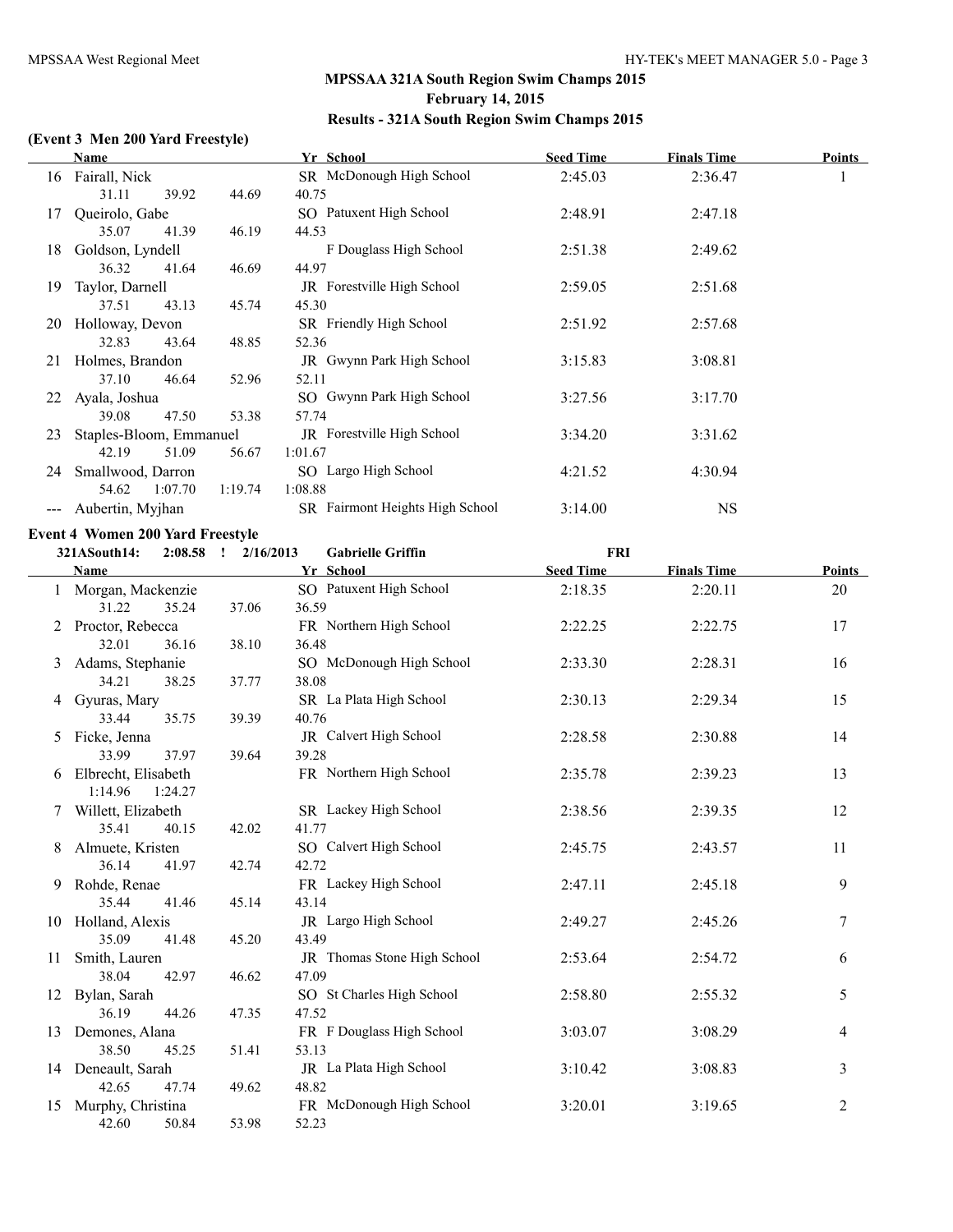## MPSSAA 321A South Region Swim Champs 2015

**February 14, 2015**

**Results - 321A South Region Swim Champs 2015**

### (Event 3 Men 200 Yard Freestyle)

| | Name | Yr | School | Seed Time | Finals Time | Points |
|---|---|---|---|---|---|---|
| 16 | Fairall, Nick | SR | McDonough High School | 2:45.03 | 2:36.47 | 1 |
| | 31.11 39.92 44.69 40.75 | | | | | |
| 17 | Queirolo, Gabe | SO | Patuxent High School | 2:48.91 | 2:47.18 | |
| | 35.07 41.39 46.19 44.53 | | | | | |
| 18 | Goldson, Lyndell | | F Douglass High School | 2:51.38 | 2:49.62 | |
| | 36.32 41.64 46.69 44.97 | | | | | |
| 19 | Taylor, Darnell | JR | Forestville High School | 2:59.05 | 2:51.68 | |
| | 37.51 43.13 45.74 45.30 | | | | | |
| 20 | Holloway, Devon | SR | Friendly High School | 2:51.92 | 2:57.68 | |
| | 32.83 43.64 48.85 52.36 | | | | | |
| 21 | Holmes, Brandon | JR | Gwynn Park High School | 3:15.83 | 3:08.81 | |
| | 37.10 46.64 52.96 52.11 | | | | | |
| 22 | Ayala, Joshua | SO | Gwynn Park High School | 3:27.56 | 3:17.70 | |
| | 39.08 47.50 53.38 57.74 | | | | | |
| 23 | Staples-Bloom, Emmanuel | JR | Forestville High School | 3:34.20 | 3:31.62 | |
| | 42.19 51.09 56.67 1:01.67 | | | | | |
| 24 | Smallwood, Darron | SO | Largo High School | 4:21.52 | 4:30.94 | |
| | 54.62 1:07.70 1:19.74 1:08.88 | | | | | |
| --- | Aubertin, Myjhan | SR | Fairmont Heights High School | 3:14.00 | NS | |

### Event 4 Women 200 Yard Freestyle

321ASouth14: 2:08.58 ! 2/16/2013 Gabrielle Griffin FRI

| | Name | Yr | School | Seed Time | Finals Time | Points |
|---|---|---|---|---|---|---|
| 1 | Morgan, Mackenzie | SO | Patuxent High School | 2:18.35 | 2:20.11 | 20 |
| | 31.22 35.24 37.06 36.59 | | | | | |
| 2 | Proctor, Rebecca | FR | Northern High School | 2:22.25 | 2:22.75 | 17 |
| | 32.01 36.16 38.10 36.48 | | | | | |
| 3 | Adams, Stephanie | SO | McDonough High School | 2:33.30 | 2:28.31 | 16 |
| | 34.21 38.25 37.77 38.08 | | | | | |
| 4 | Gyuras, Mary | SR | La Plata High School | 2:30.13 | 2:29.34 | 15 |
| | 33.44 35.75 39.39 40.76 | | | | | |
| 5 | Ficke, Jenna | JR | Calvert High School | 2:28.58 | 2:30.88 | 14 |
| | 33.99 37.97 39.64 39.28 | | | | | |
| 6 | Elbrecht, Elisabeth | FR | Northern High School | 2:35.78 | 2:39.23 | 13 |
| | 1:14.96 1:24.27 | | | | | |
| 7 | Willett, Elizabeth | SR | Lackey High School | 2:38.56 | 2:39.35 | 12 |
| | 35.41 40.15 42.02 41.77 | | | | | |
| 8 | Almuete, Kristen | SO | Calvert High School | 2:45.75 | 2:43.57 | 11 |
| | 36.14 41.97 42.74 42.72 | | | | | |
| 9 | Rohde, Renae | FR | Lackey High School | 2:47.11 | 2:45.18 | 9 |
| | 35.44 41.46 45.14 43.14 | | | | | |
| 10 | Holland, Alexis | JR | Largo High School | 2:49.27 | 2:45.26 | 7 |
| | 35.09 41.48 45.20 43.49 | | | | | |
| 11 | Smith, Lauren | JR | Thomas Stone High School | 2:53.64 | 2:54.72 | 6 |
| | 38.04 42.97 46.62 47.09 | | | | | |
| 12 | Bylan, Sarah | SO | St Charles High School | 2:58.80 | 2:55.32 | 5 |
| | 36.19 44.26 47.35 47.52 | | | | | |
| 13 | Demones, Alana | FR | F Douglass High School | 3:03.07 | 3:08.29 | 4 |
| | 38.50 45.25 51.41 53.13 | | | | | |
| 14 | Deneault, Sarah | JR | La Plata High School | 3:10.42 | 3:08.83 | 3 |
| | 42.65 47.74 49.62 48.82 | | | | | |
| 15 | Murphy, Christina | FR | McDonough High School | 3:20.01 | 3:19.65 | 2 |
| | 42.60 50.84 53.98 52.23 | | | | | |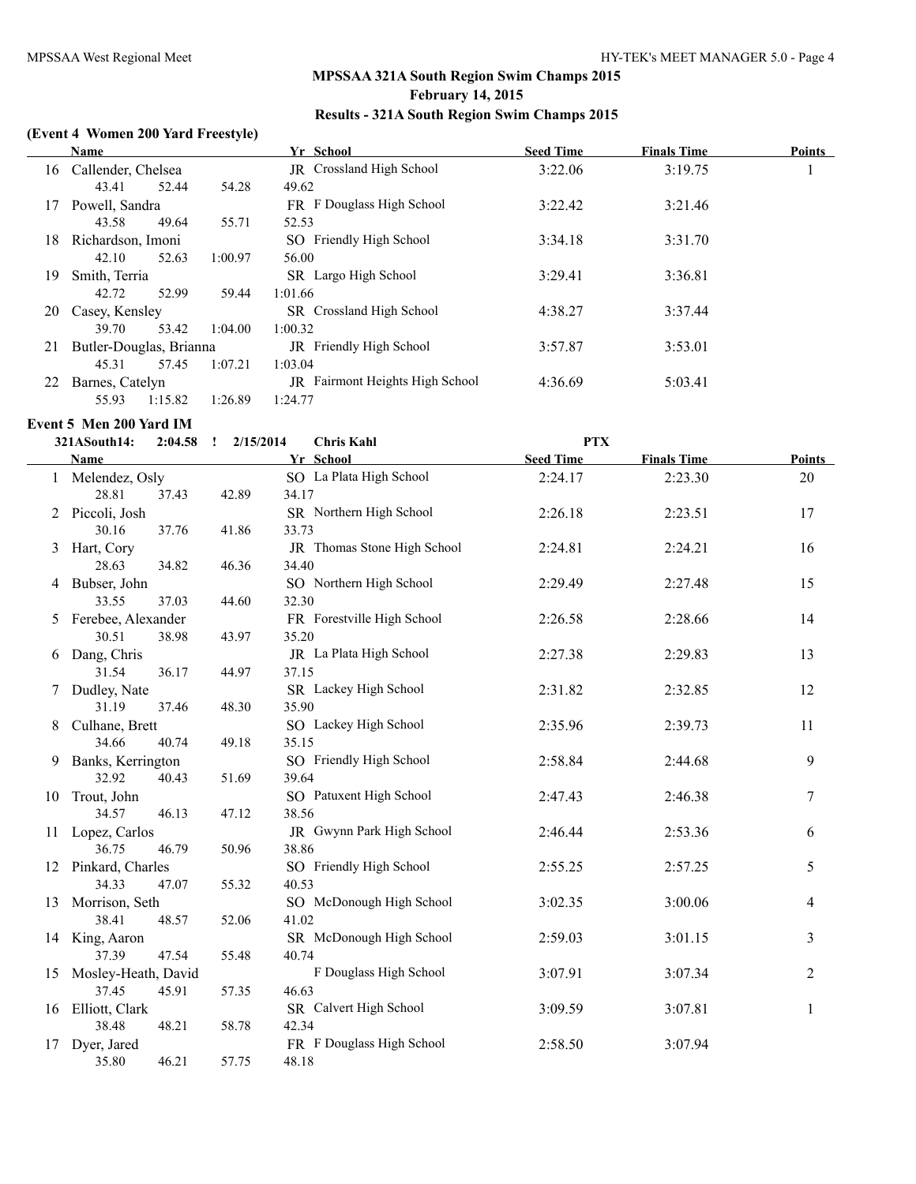## MPSSAA 321A South Region Swim Champs 2015

**February 14, 2015**

**Results - 321A South Region Swim Champs 2015**

### (Event 4 Women 200 Yard Freestyle)

| | Name | Yr | School | Seed Time | Finals Time | Points |
|---|---|---|---|---|---|---|
| 16 | Callender, Chelsea | JR | Crossland High School | 3:22.06 | 3:19.75 | 1 |
| | 43.41 52.44 54.28 49.62 | | | | | |
| 17 | Powell, Sandra | FR | F Douglass High School | 3:22.42 | 3:21.46 | |
| | 43.58 49.64 55.71 52.53 | | | | | |
| 18 | Richardson, Imoni | SO | Friendly High School | 3:34.18 | 3:31.70 | |
| | 42.10 52.63 1:00.97 56.00 | | | | | |
| 19 | Smith, Terria | SR | Largo High School | 3:29.41 | 3:36.81 | |
| | 42.72 52.99 59.44 1:01.66 | | | | | |
| 20 | Casey, Kensley | SR | Crossland High School | 4:38.27 | 3:37.44 | |
| | 39.70 53.42 1:04.00 1:00.32 | | | | | |
| 21 | Butler-Douglas, Brianna | JR | Friendly High School | 3:57.87 | 3:53.01 | |
| | 45.31 57.45 1:07.21 1:03.04 | | | | | |
| 22 | Barnes, Catelyn | JR | Fairmont Heights High School | 4:36.69 | 5:03.41 | |
| | 55.93 1:15.82 1:26.89 1:24.77 | | | | | |

### Event 5 Men 200 Yard IM

321ASouth14: 2:04.58 ! 2/15/2014 Chris Kahl PTX

| | Name | Yr | School | Seed Time | Finals Time | Points |
|---|---|---|---|---|---|---|
| 1 | Melendez, Osly | SO | La Plata High School | 2:24.17 | 2:23.30 | 20 |
| | 28.81 37.43 42.89 34.17 | | | | | |
| 2 | Piccoli, Josh | SR | Northern High School | 2:26.18 | 2:23.51 | 17 |
| | 30.16 37.76 41.86 33.73 | | | | | |
| 3 | Hart, Cory | JR | Thomas Stone High School | 2:24.81 | 2:24.21 | 16 |
| | 28.63 34.82 46.36 34.40 | | | | | |
| 4 | Bubser, John | SO | Northern High School | 2:29.49 | 2:27.48 | 15 |
| | 33.55 37.03 44.60 32.30 | | | | | |
| 5 | Ferebee, Alexander | FR | Forestville High School | 2:26.58 | 2:28.66 | 14 |
| | 30.51 38.98 43.97 35.20 | | | | | |
| 6 | Dang, Chris | JR | La Plata High School | 2:27.38 | 2:29.83 | 13 |
| | 31.54 36.17 44.97 37.15 | | | | | |
| 7 | Dudley, Nate | SR | Lackey High School | 2:31.82 | 2:32.85 | 12 |
| | 31.19 37.46 48.30 35.90 | | | | | |
| 8 | Culhane, Brett | SO | Lackey High School | 2:35.96 | 2:39.73 | 11 |
| | 34.66 40.74 49.18 35.15 | | | | | |
| 9 | Banks, Kerrington | SO | Friendly High School | 2:58.84 | 2:44.68 | 9 |
| | 32.92 40.43 51.69 39.64 | | | | | |
| 10 | Trout, John | SO | Patuxent High School | 2:47.43 | 2:46.38 | 7 |
| | 34.57 46.13 47.12 38.56 | | | | | |
| 11 | Lopez, Carlos | JR | Gwynn Park High School | 2:46.44 | 2:53.36 | 6 |
| | 36.75 46.79 50.96 38.86 | | | | | |
| 12 | Pinkard, Charles | SO | Friendly High School | 2:55.25 | 2:57.25 | 5 |
| | 34.33 47.07 55.32 40.53 | | | | | |
| 13 | Morrison, Seth | SO | McDonough High School | 3:02.35 | 3:00.06 | 4 |
| | 38.41 48.57 52.06 41.02 | | | | | |
| 14 | King, Aaron | SR | McDonough High School | 2:59.03 | 3:01.15 | 3 |
| | 37.39 47.54 55.48 40.74 | | | | | |
| 15 | Mosley-Heath, David | | F Douglass High School | 3:07.91 | 3:07.34 | 2 |
| | 37.45 45.91 57.35 46.63 | | | | | |
| 16 | Elliott, Clark | SR | Calvert High School | 3:09.59 | 3:07.81 | 1 |
| | 38.48 48.21 58.78 42.34 | | | | | |
| 17 | Dyer, Jared | FR | F Douglass High School | 2:58.50 | 3:07.94 | |
| | 35.80 46.21 57.75 48.18 | | | | | |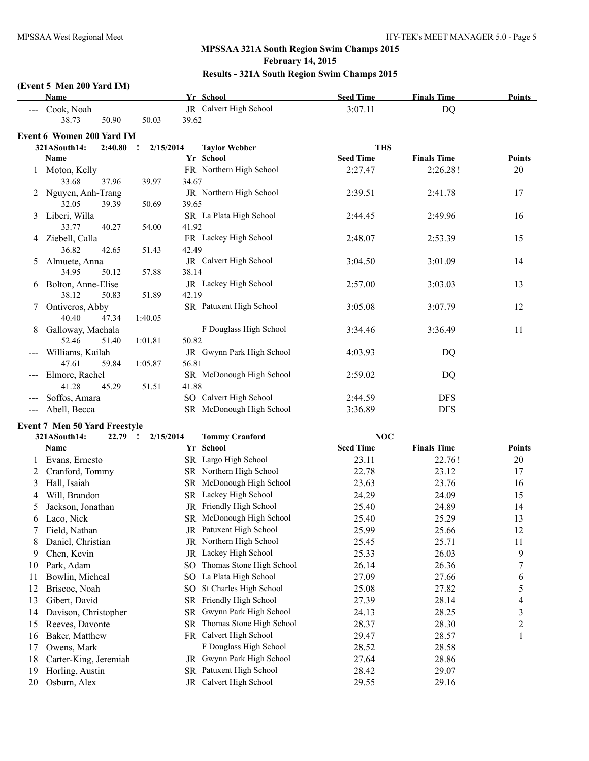## MPSSAA 321A South Region Swim Champs 2015

**February 14, 2015**

**Results - 321A South Region Swim Champs 2015**

### (Event 5 Men 200 Yard IM)

| | Name | Yr | School | Seed Time | Finals Time | Points |
|---|---|---|---|---|---|---|
| --- | Cook, Noah | JR | Calvert High School | 3:07.11 | DQ | |
| | 38.73 50.90 50.03 39.62 | | | | | |

### Event 6 Women 200 Yard IM

321ASouth14: 2:40.80 ! 2/15/2014 Taylor Webber THS

| | Name | Yr | School | Seed Time | Finals Time | Points |
|---|---|---|---|---|---|---|
| 1 | Moton, Kelly | FR | Northern High School | 2:27.47 | 2:26.28! | 20 |
| | 33.68 37.96 39.97 34.67 | | | | | |
| 2 | Nguyen, Anh-Trang | JR | Northern High School | 2:39.51 | 2:41.78 | 17 |
| | 32.05 39.39 50.69 39.65 | | | | | |
| 3 | Liberi, Willa | SR | La Plata High School | 2:44.45 | 2:49.96 | 16 |
| | 33.77 40.27 54.00 41.92 | | | | | |
| 4 | Ziebell, Calla | FR | Lackey High School | 2:48.07 | 2:53.39 | 15 |
| | 36.82 42.65 51.43 42.49 | | | | | |
| 5 | Almuete, Anna | JR | Calvert High School | 3:04.50 | 3:01.09 | 14 |
| | 34.95 50.12 57.88 38.14 | | | | | |
| 6 | Bolton, Anne-Elise | JR | Lackey High School | 2:57.00 | 3:03.03 | 13 |
| | 38.12 50.83 51.89 42.19 | | | | | |
| 7 | Ontiveros, Abby | SR | Patuxent High School | 3:05.08 | 3:07.79 | 12 |
| | 40.40 47.34 1:40.05 | | | | | |
| 8 | Galloway, Machala | | F Douglass High School | 3:34.46 | 3:36.49 | 11 |
| | 52.46 51.40 1:01.81 50.82 | | | | | |
| --- | Williams, Kailah | JR | Gwynn Park High School | 4:03.93 | DQ | |
| | 47.61 59.84 1:05.87 56.81 | | | | | |
| --- | Elmore, Rachel | SR | McDonough High School | 2:59.02 | DQ | |
| | 41.28 45.29 51.51 41.88 | | | | | |
| --- | Soffos, Amara | SO | Calvert High School | 2:44.59 | DFS | |
| --- | Abell, Becca | SR | McDonough High School | 3:36.89 | DFS | |

### Event 7 Men 50 Yard Freestyle

321ASouth14: 22.79 ! 2/15/2014 Tommy Cranford NOC

| | Name | Yr | School | Seed Time | Finals Time | Points |
|---|---|---|---|---|---|---|
| 1 | Evans, Ernesto | SR | Largo High School | 23.11 | 22.76! | 20 |
| 2 | Cranford, Tommy | SR | Northern High School | 22.78 | 23.12 | 17 |
| 3 | Hall, Isaiah | SR | McDonough High School | 23.63 | 23.76 | 16 |
| 4 | Will, Brandon | SR | Lackey High School | 24.29 | 24.09 | 15 |
| 5 | Jackson, Jonathan | JR | Friendly High School | 25.40 | 24.89 | 14 |
| 6 | Laco, Nick | SR | McDonough High School | 25.40 | 25.29 | 13 |
| 7 | Field, Nathan | JR | Patuxent High School | 25.99 | 25.66 | 12 |
| 8 | Daniel, Christian | JR | Northern High School | 25.45 | 25.71 | 11 |
| 9 | Chen, Kevin | JR | Lackey High School | 25.33 | 26.03 | 9 |
| 10 | Park, Adam | SO | Thomas Stone High School | 26.14 | 26.36 | 7 |
| 11 | Bowlin, Micheal | SO | La Plata High School | 27.09 | 27.66 | 6 |
| 12 | Briscoe, Noah | SO | St Charles High School | 25.08 | 27.82 | 5 |
| 13 | Gibert, David | SR | Friendly High School | 27.39 | 28.14 | 4 |
| 14 | Davison, Christopher | SR | Gwynn Park High School | 24.13 | 28.25 | 3 |
| 15 | Reeves, Davonte | SR | Thomas Stone High School | 28.37 | 28.30 | 2 |
| 16 | Baker, Matthew | FR | Calvert High School | 29.47 | 28.57 | 1 |
| 17 | Owens, Mark | | F Douglass High School | 28.52 | 28.58 | |
| 18 | Carter-King, Jeremiah | JR | Gwynn Park High School | 27.64 | 28.86 | |
| 19 | Horling, Austin | SR | Patuxent High School | 28.42 | 29.07 | |
| 20 | Osburn, Alex | JR | Calvert High School | 29.55 | 29.16 | |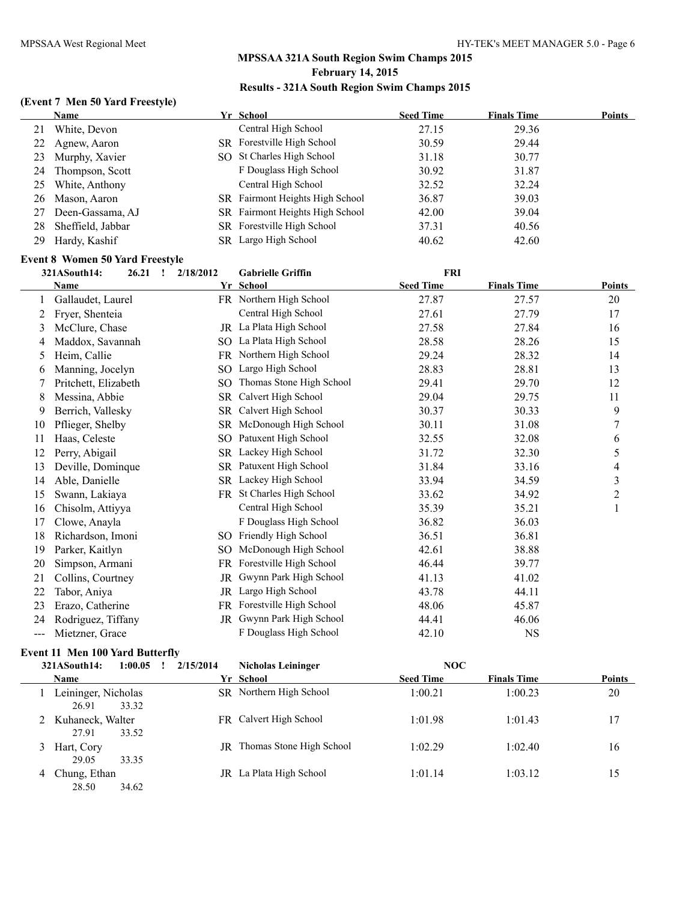## MPSSAA 321A South Region Swim Champs 2015
## February 14, 2015
## Results - 321A South Region Swim Champs 2015

### (Event 7 Men 50 Yard Freestyle)

| | Name | Yr | School | Seed Time | Finals Time | Points |
|---|---|---|---|---|---|---|
| 21 | White, Devon | | Central High School | 27.15 | 29.36 | |
| 22 | Agnew, Aaron | SR | Forestville High School | 30.59 | 29.44 | |
| 23 | Murphy, Xavier | SO | St Charles High School | 31.18 | 30.77 | |
| 24 | Thompson, Scott | | F Douglass High School | 30.92 | 31.87 | |
| 25 | White, Anthony | | Central High School | 32.52 | 32.24 | |
| 26 | Mason, Aaron | SR | Fairmont Heights High School | 36.87 | 39.03 | |
| 27 | Deen-Gassama, AJ | SR | Fairmont Heights High School | 42.00 | 39.04 | |
| 28 | Sheffield, Jabbar | SR | Forestville High School | 37.31 | 40.56 | |
| 29 | Hardy, Kashif | SR | Largo High School | 40.62 | 42.60 | |

### Event 8 Women 50 Yard Freestyle

321ASouth14: 26.21 ! 2/18/2012 Gabrielle Griffin FRI

| | Name | Yr | School | Seed Time | Finals Time | Points |
|---|---|---|---|---|---|---|
| 1 | Gallaudet, Laurel | FR | Northern High School | 27.87 | 27.57 | 20 |
| 2 | Fryer, Shenteia | | Central High School | 27.61 | 27.79 | 17 |
| 3 | McClure, Chase | JR | La Plata High School | 27.58 | 27.84 | 16 |
| 4 | Maddox, Savannah | SO | La Plata High School | 28.58 | 28.26 | 15 |
| 5 | Heim, Callie | FR | Northern High School | 29.24 | 28.32 | 14 |
| 6 | Manning, Jocelyn | SO | Largo High School | 28.83 | 28.81 | 13 |
| 7 | Pritchett, Elizabeth | SO | Thomas Stone High School | 29.41 | 29.70 | 12 |
| 8 | Messina, Abbie | SR | Calvert High School | 29.04 | 29.75 | 11 |
| 9 | Berrich, Vallesky | SR | Calvert High School | 30.37 | 30.33 | 9 |
| 10 | Pflieger, Shelby | SR | McDonough High School | 30.11 | 31.08 | 7 |
| 11 | Haas, Celeste | SO | Patuxent High School | 32.55 | 32.08 | 6 |
| 12 | Perry, Abigail | SR | Lackey High School | 31.72 | 32.30 | 5 |
| 13 | Deville, Dominque | SR | Patuxent High School | 31.84 | 33.16 | 4 |
| 14 | Able, Danielle | SR | Lackey High School | 33.94 | 34.59 | 3 |
| 15 | Swann, Lakiaya | FR | St Charles High School | 33.62 | 34.92 | 2 |
| 16 | Chisolm, Attiyya | | Central High School | 35.39 | 35.21 | 1 |
| 17 | Clowe, Anayla | | F Douglass High School | 36.82 | 36.03 | |
| 18 | Richardson, Imoni | SO | Friendly High School | 36.51 | 36.81 | |
| 19 | Parker, Kaitlyn | SO | McDonough High School | 42.61 | 38.88 | |
| 20 | Simpson, Armani | FR | Forestville High School | 46.44 | 39.77 | |
| 21 | Collins, Courtney | JR | Gwynn Park High School | 41.13 | 41.02 | |
| 22 | Tabor, Aniya | JR | Largo High School | 43.78 | 44.11 | |
| 23 | Erazo, Catherine | FR | Forestville High School | 48.06 | 45.87 | |
| 24 | Rodriguez, Tiffany | JR | Gwynn Park High School | 44.41 | 46.06 | |
| --- | Mietzner, Grace | | F Douglass High School | 42.10 | NS | |

### Event 11 Men 100 Yard Butterfly

321ASouth14: 1:00.05 ! 2/15/2014 Nicholas Leininger NOC

| | Name | Yr | School | Seed Time | Finals Time | Points |
|---|---|---|---|---|---|---|
| 1 | Leininger, Nicholas | SR | Northern High School | 1:00.21 | 1:00.23 | 20 |
| | 26.91 33.32 | | | | | |
| 2 | Kuhaneck, Walter | FR | Calvert High School | 1:01.98 | 1:01.43 | 17 |
| | 27.91 33.52 | | | | | |
| 3 | Hart, Cory | JR | Thomas Stone High School | 1:02.29 | 1:02.40 | 16 |
| | 29.05 33.35 | | | | | |
| 4 | Chung, Ethan | JR | La Plata High School | 1:01.14 | 1:03.12 | 15 |
| | 28.50 34.62 | | | | | |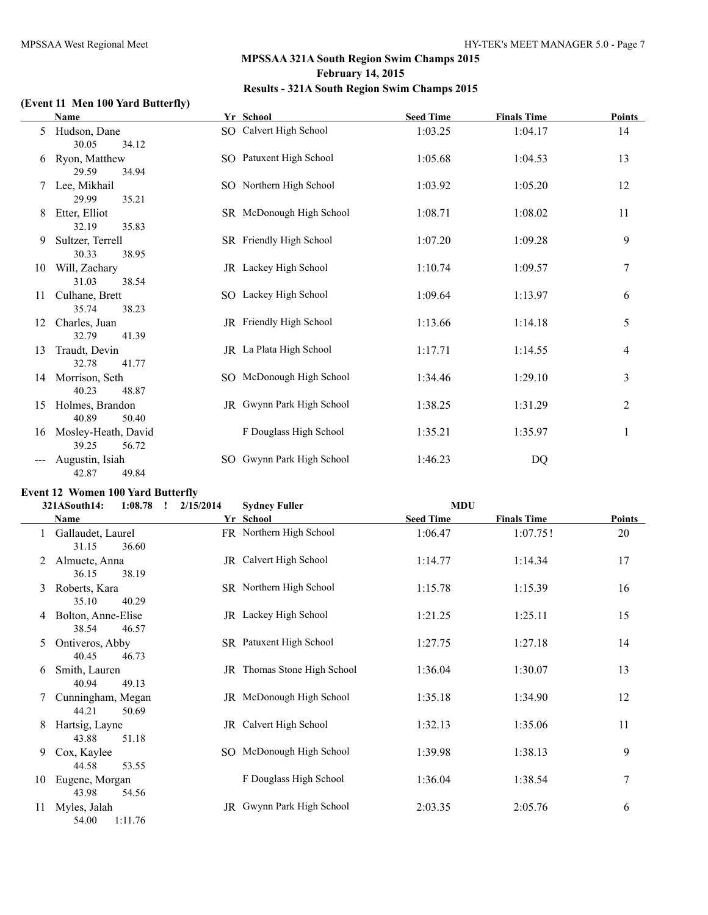## MPSSAA 321A South Region Swim Champs 2015

**February 14, 2015**

**Results - 321A South Region Swim Champs 2015**

### (Event 11 Men 100 Yard Butterfly)

| | Name | Yr | School | Seed Time | Finals Time | Points |
|---|---|---|---|---|---|---|
| 5 | Hudson, Dane | SO | Calvert High School | 1:03.25 | 1:04.17 | 14 |
| | 30.05 34.12 | | | | | |
| 6 | Ryon, Matthew | SO | Patuxent High School | 1:05.68 | 1:04.53 | 13 |
| | 29.59 34.94 | | | | | |
| 7 | Lee, Mikhail | SO | Northern High School | 1:03.92 | 1:05.20 | 12 |
| | 29.99 35.21 | | | | | |
| 8 | Etter, Elliot | SR | McDonough High School | 1:08.71 | 1:08.02 | 11 |
| | 32.19 35.83 | | | | | |
| 9 | Sultzer, Terrell | SR | Friendly High School | 1:07.20 | 1:09.28 | 9 |
| | 30.33 38.95 | | | | | |
| 10 | Will, Zachary | JR | Lackey High School | 1:10.74 | 1:09.57 | 7 |
| | 31.03 38.54 | | | | | |
| 11 | Culhane, Brett | SO | Lackey High School | 1:09.64 | 1:13.97 | 6 |
| | 35.74 38.23 | | | | | |
| 12 | Charles, Juan | JR | Friendly High School | 1:13.66 | 1:14.18 | 5 |
| | 32.79 41.39 | | | | | |
| 13 | Traudt, Devin | JR | La Plata High School | 1:17.71 | 1:14.55 | 4 |
| | 32.78 41.77 | | | | | |
| 14 | Morrison, Seth | SO | McDonough High School | 1:34.46 | 1:29.10 | 3 |
| | 40.23 48.87 | | | | | |
| 15 | Holmes, Brandon | JR | Gwynn Park High School | 1:38.25 | 1:31.29 | 2 |
| | 40.89 50.40 | | | | | |
| 16 | Mosley-Heath, David | | F Douglass High School | 1:35.21 | 1:35.97 | 1 |
| | 39.25 56.72 | | | | | |
| --- | Augustin, Isiah | SO | Gwynn Park High School | 1:46.23 | DQ | |
| | 42.87 49.84 | | | | | |

### Event 12 Women 100 Yard Butterfly

321ASouth14: 1:08.78 ! 2/15/2014 Sydney Fuller MDU

| | Name | Yr | School | Seed Time | Finals Time | Points |
|---|---|---|---|---|---|---|
| 1 | Gallaudet, Laurel | FR | Northern High School | 1:06.47 | 1:07.75! | 20 |
| | 31.15 36.60 | | | | | |
| 2 | Almuete, Anna | JR | Calvert High School | 1:14.77 | 1:14.34 | 17 |
| | 36.15 38.19 | | | | | |
| 3 | Roberts, Kara | SR | Northern High School | 1:15.78 | 1:15.39 | 16 |
| | 35.10 40.29 | | | | | |
| 4 | Bolton, Anne-Elise | JR | Lackey High School | 1:21.25 | 1:25.11 | 15 |
| | 38.54 46.57 | | | | | |
| 5 | Ontiveros, Abby | SR | Patuxent High School | 1:27.75 | 1:27.18 | 14 |
| | 40.45 46.73 | | | | | |
| 6 | Smith, Lauren | JR | Thomas Stone High School | 1:36.04 | 1:30.07 | 13 |
| | 40.94 49.13 | | | | | |
| 7 | Cunningham, Megan | JR | McDonough High School | 1:35.18 | 1:34.90 | 12 |
| | 44.21 50.69 | | | | | |
| 8 | Hartsig, Layne | JR | Calvert High School | 1:32.13 | 1:35.06 | 11 |
| | 43.88 51.18 | | | | | |
| 9 | Cox, Kaylee | SO | McDonough High School | 1:39.98 | 1:38.13 | 9 |
| | 44.58 53.55 | | | | | |
| 10 | Eugene, Morgan | | F Douglass High School | 1:36.04 | 1:38.54 | 7 |
| | 43.98 54.56 | | | | | |
| 11 | Myles, Jalah | JR | Gwynn Park High School | 2:03.35 | 2:05.76 | 6 |
| | 54.00 1:11.76 | | | | | |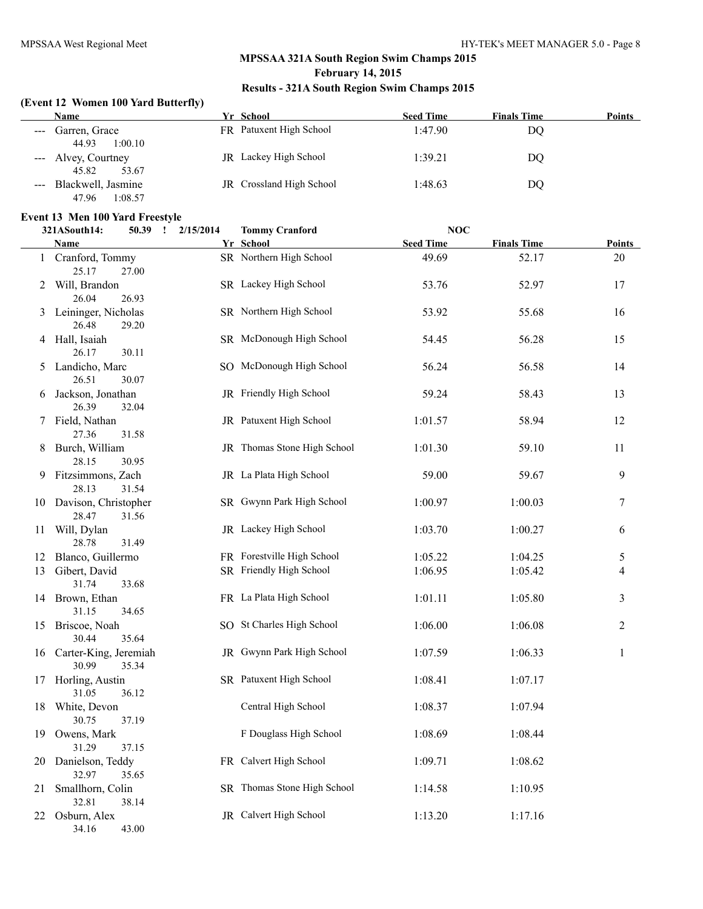## MPSSAA 321A South Region Swim Champs 2015

**February 14, 2015**

**Results - 321A South Region Swim Champs 2015**

### (Event 12 Women 100 Yard Butterfly)

| | Name | Yr | School | Seed Time | Finals Time | Points |
|---|---|---|---|---|---|---|
| --- | Garren, Grace | FR | Patuxent High School | 1:47.90 | DQ | |
| | 44.93 1:00.10 | | | | | |
| --- | Alvey, Courtney | JR | Lackey High School | 1:39.21 | DQ | |
| | 45.82 53.67 | | | | | |
| --- | Blackwell, Jasmine | JR | Crossland High School | 1:48.63 | DQ | |
| | 47.96 1:08.57 | | | | | |

### Event 13 Men 100 Yard Freestyle

321ASouth14: 50.39 ! 2/15/2014 Tommy Cranford NOC

| | Name | Yr | School | Seed Time | Finals Time | Points |
|---|---|---|---|---|---|---|
| 1 | Cranford, Tommy | SR | Northern High School | 49.69 | 52.17 | 20 |
| | 25.17 27.00 | | | | | |
| 2 | Will, Brandon | SR | Lackey High School | 53.76 | 52.97 | 17 |
| | 26.04 26.93 | | | | | |
| 3 | Leininger, Nicholas | SR | Northern High School | 53.92 | 55.68 | 16 |
| | 26.48 29.20 | | | | | |
| 4 | Hall, Isaiah | SR | McDonough High School | 54.45 | 56.28 | 15 |
| | 26.17 30.11 | | | | | |
| 5 | Landicho, Marc | SO | McDonough High School | 56.24 | 56.58 | 14 |
| | 26.51 30.07 | | | | | |
| 6 | Jackson, Jonathan | JR | Friendly High School | 59.24 | 58.43 | 13 |
| | 26.39 32.04 | | | | | |
| 7 | Field, Nathan | JR | Patuxent High School | 1:01.57 | 58.94 | 12 |
| | 27.36 31.58 | | | | | |
| 8 | Burch, William | JR | Thomas Stone High School | 1:01.30 | 59.10 | 11 |
| | 28.15 30.95 | | | | | |
| 9 | Fitzsimmons, Zach | JR | La Plata High School | 59.00 | 59.67 | 9 |
| | 28.13 31.54 | | | | | |
| 10 | Davison, Christopher | SR | Gwynn Park High School | 1:00.97 | 1:00.03 | 7 |
| | 28.47 31.56 | | | | | |
| 11 | Will, Dylan | JR | Lackey High School | 1:03.70 | 1:00.27 | 6 |
| | 28.78 31.49 | | | | | |
| 12 | Blanco, Guillermo | FR | Forestville High School | 1:05.22 | 1:04.25 | 5 |
| 13 | Gibert, David | SR | Friendly High School | 1:06.95 | 1:05.42 | 4 |
| | 31.74 33.68 | | | | | |
| 14 | Brown, Ethan | FR | La Plata High School | 1:01.11 | 1:05.80 | 3 |
| | 31.15 34.65 | | | | | |
| 15 | Briscoe, Noah | SO | St Charles High School | 1:06.00 | 1:06.08 | 2 |
| | 30.44 35.64 | | | | | |
| 16 | Carter-King, Jeremiah | JR | Gwynn Park High School | 1:07.59 | 1:06.33 | 1 |
| | 30.99 35.34 | | | | | |
| 17 | Horling, Austin | SR | Patuxent High School | 1:08.41 | 1:07.17 | |
| | 31.05 36.12 | | | | | |
| 18 | White, Devon | | Central High School | 1:08.37 | 1:07.94 | |
| | 30.75 37.19 | | | | | |
| 19 | Owens, Mark | | F Douglass High School | 1:08.69 | 1:08.44 | |
| | 31.29 37.15 | | | | | |
| 20 | Danielson, Teddy | FR | Calvert High School | 1:09.71 | 1:08.62 | |
| | 32.97 35.65 | | | | | |
| 21 | Smallhorn, Colin | SR | Thomas Stone High School | 1:14.58 | 1:10.95 | |
| | 32.81 38.14 | | | | | |
| 22 | Osburn, Alex | JR | Calvert High School | 1:13.20 | 1:17.16 | |
| | 34.16 43.00 | | | | | |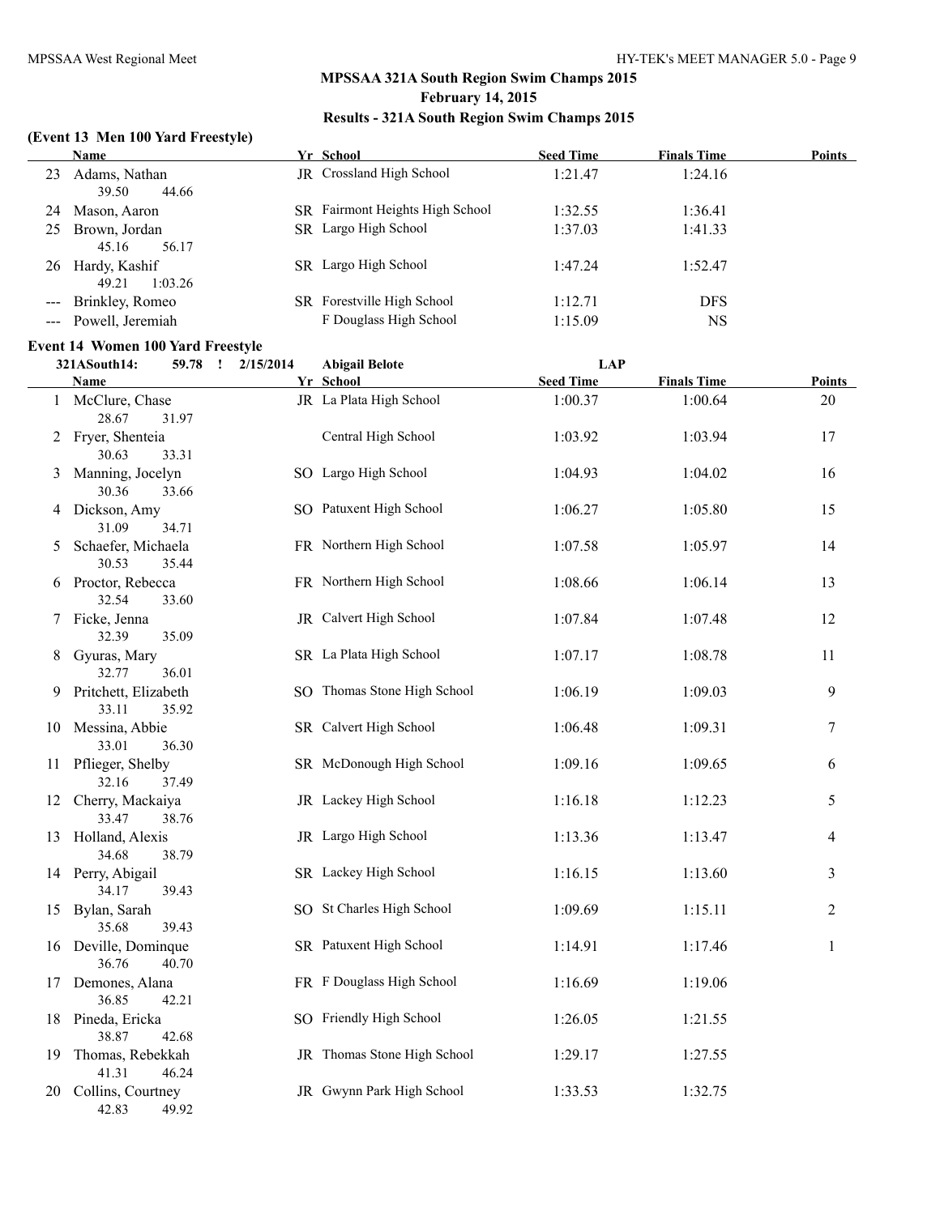## MPSSAA 321A South Region Swim Champs 2015

**February 14, 2015**

**Results - 321A South Region Swim Champs 2015**

### (Event 13 Men 100 Yard Freestyle)

| | Name | Yr | School | Seed Time | Finals Time | Points |
|---|---|---|---|---|---|---|
| 23 | Adams, Nathan | JR | Crossland High School | 1:21.47 | 1:24.16 | |
| | 39.50 44.66 | | | | | |
| 24 | Mason, Aaron | SR | Fairmont Heights High School | 1:32.55 | 1:36.41 | |
| 25 | Brown, Jordan | SR | Largo High School | 1:37.03 | 1:41.33 | |
| | 45.16 56.17 | | | | | |
| 26 | Hardy, Kashif | SR | Largo High School | 1:47.24 | 1:52.47 | |
| | 49.21 1:03.26 | | | | | |
| --- | Brinkley, Romeo | SR | Forestville High School | 1:12.71 | DFS | |
| --- | Powell, Jeremiah | | F Douglass High School | 1:15.09 | NS | |

### Event 14 Women 100 Yard Freestyle

321ASouth14: 59.78 ! 2/15/2014 Abigail Belote LAP

| | Name | Yr | School | Seed Time | Finals Time | Points |
|---|---|---|---|---|---|---|
| 1 | McClure, Chase | JR | La Plata High School | 1:00.37 | 1:00.64 | 20 |
| | 28.67 31.97 | | | | | |
| 2 | Fryer, Shenteia | | Central High School | 1:03.92 | 1:03.94 | 17 |
| | 30.63 33.31 | | | | | |
| 3 | Manning, Jocelyn | SO | Largo High School | 1:04.93 | 1:04.02 | 16 |
| | 30.36 33.66 | | | | | |
| 4 | Dickson, Amy | SO | Patuxent High School | 1:06.27 | 1:05.80 | 15 |
| | 31.09 34.71 | | | | | |
| 5 | Schaefer, Michaela | FR | Northern High School | 1:07.58 | 1:05.97 | 14 |
| | 30.53 35.44 | | | | | |
| 6 | Proctor, Rebecca | FR | Northern High School | 1:08.66 | 1:06.14 | 13 |
| | 32.54 33.60 | | | | | |
| 7 | Ficke, Jenna | JR | Calvert High School | 1:07.84 | 1:07.48 | 12 |
| | 32.39 35.09 | | | | | |
| 8 | Gyuras, Mary | SR | La Plata High School | 1:07.17 | 1:08.78 | 11 |
| | 32.77 36.01 | | | | | |
| 9 | Pritchett, Elizabeth | SO | Thomas Stone High School | 1:06.19 | 1:09.03 | 9 |
| | 33.11 35.92 | | | | | |
| 10 | Messina, Abbie | SR | Calvert High School | 1:06.48 | 1:09.31 | 7 |
| | 33.01 36.30 | | | | | |
| 11 | Pflieger, Shelby | SR | McDonough High School | 1:09.16 | 1:09.65 | 6 |
| | 32.16 37.49 | | | | | |
| 12 | Cherry, Mackaiya | JR | Lackey High School | 1:16.18 | 1:12.23 | 5 |
| | 33.47 38.76 | | | | | |
| 13 | Holland, Alexis | JR | Largo High School | 1:13.36 | 1:13.47 | 4 |
| | 34.68 38.79 | | | | | |
| 14 | Perry, Abigail | SR | Lackey High School | 1:16.15 | 1:13.60 | 3 |
| | 34.17 39.43 | | | | | |
| 15 | Bylan, Sarah | SO | St Charles High School | 1:09.69 | 1:15.11 | 2 |
| | 35.68 39.43 | | | | | |
| 16 | Deville, Dominque | SR | Patuxent High School | 1:14.91 | 1:17.46 | 1 |
| | 36.76 40.70 | | | | | |
| 17 | Demones, Alana | FR | F Douglass High School | 1:16.69 | 1:19.06 | |
| | 36.85 42.21 | | | | | |
| 18 | Pineda, Ericka | SO | Friendly High School | 1:26.05 | 1:21.55 | |
| | 38.87 42.68 | | | | | |
| 19 | Thomas, Rebekkah | JR | Thomas Stone High School | 1:29.17 | 1:27.55 | |
| | 41.31 46.24 | | | | | |
| 20 | Collins, Courtney | JR | Gwynn Park High School | 1:33.53 | 1:32.75 | |
| | 42.83 49.92 | | | | | |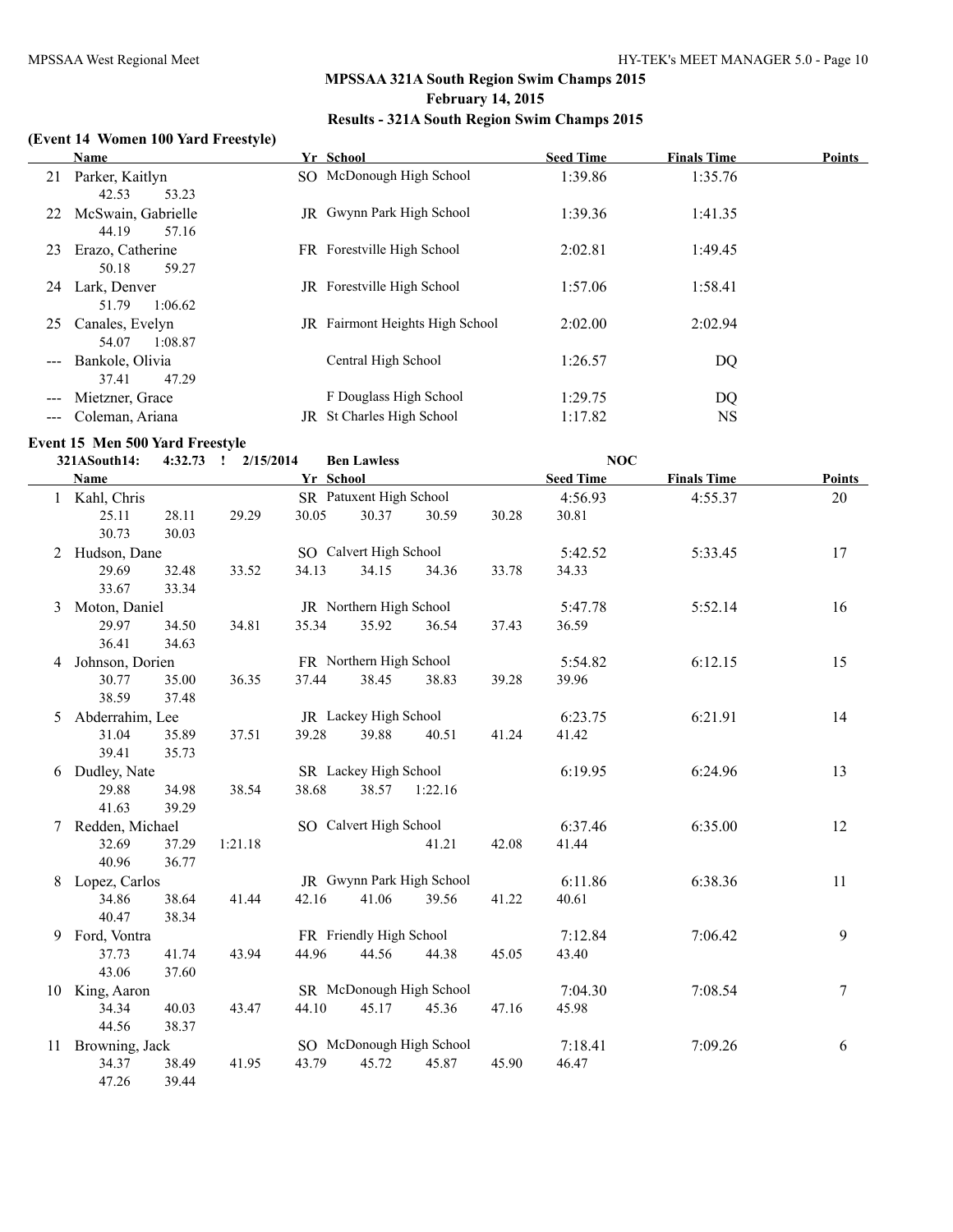## MPSSAA 321A South Region Swim Champs 2015

**February 14, 2015**

**Results - 321A South Region Swim Champs 2015**

### (Event 14 Women 100 Yard Freestyle)

| | Name | Yr | School | Seed Time | Finals Time | Points |
|---|---|---|---|---|---|---|
| 21 | Parker, Kaitlyn | SO | McDonough High School | 1:39.86 | 1:35.76 | |
| | 42.53 53.23 | | | | | |
| 22 | McSwain, Gabrielle | JR | Gwynn Park High School | 1:39.36 | 1:41.35 | |
| | 44.19 57.16 | | | | | |
| 23 | Erazo, Catherine | FR | Forestville High School | 2:02.81 | 1:49.45 | |
| | 50.18 59.27 | | | | | |
| 24 | Lark, Denver | JR | Forestville High School | 1:57.06 | 1:58.41 | |
| | 51.79 1:06.62 | | | | | |
| 25 | Canales, Evelyn | JR | Fairmont Heights High School | 2:02.00 | 2:02.94 | |
| | 54.07 1:08.87 | | | | | |
| --- | Bankole, Olivia | | Central High School | 1:26.57 | DQ | |
| | 37.41 47.29 | | | | | |
| --- | Mietzner, Grace | | F Douglass High School | 1:29.75 | DQ | |
| --- | Coleman, Ariana | JR | St Charles High School | 1:17.82 | NS | |

### Event 15 Men 500 Yard Freestyle

321ASouth14: 4:32.73 ! 2/15/2014 Ben Lawless NOC

| | Name | Yr | School | Seed Time | Finals Time | Points |
|---|---|---|---|---|---|---|
| 1 | Kahl, Chris | SR | Patuxent High School | 4:56.93 | 4:55.37 | 20 |
| | 25.11 28.11 29.29 30.05 30.37 30.59 30.28 30.81 30.73 30.03 | | | | | |
| 2 | Hudson, Dane | SO | Calvert High School | 5:42.52 | 5:33.45 | 17 |
| | 29.69 32.48 33.52 34.13 34.15 34.36 33.78 34.33 33.67 33.34 | | | | | |
| 3 | Moton, Daniel | JR | Northern High School | 5:47.78 | 5:52.14 | 16 |
| | 29.97 34.50 34.81 35.34 35.92 36.54 37.43 36.59 36.41 34.63 | | | | | |
| 4 | Johnson, Dorien | FR | Northern High School | 5:54.82 | 6:12.15 | 15 |
| | 30.77 35.00 36.35 37.44 38.45 38.83 39.28 39.96 38.59 37.48 | | | | | |
| 5 | Abderrahim, Lee | JR | Lackey High School | 6:23.75 | 6:21.91 | 14 |
| | 31.04 35.89 37.51 39.28 39.88 40.51 41.24 41.42 39.41 35.73 | | | | | |
| 6 | Dudley, Nate | SR | Lackey High School | 6:19.95 | 6:24.96 | 13 |
| | 29.88 34.98 38.54 38.68 38.57 1:22.16 41.63 39.29 | | | | | |
| 7 | Redden, Michael | SO | Calvert High School | 6:37.46 | 6:35.00 | 12 |
| | 32.69 37.29 1:21.18 41.21 42.08 41.44 40.96 36.77 | | | | | |
| 8 | Lopez, Carlos | JR | Gwynn Park High School | 6:11.86 | 6:38.36 | 11 |
| | 34.86 38.64 41.44 42.16 41.06 39.56 41.22 40.61 40.47 38.34 | | | | | |
| 9 | Ford, Vontra | FR | Friendly High School | 7:12.84 | 7:06.42 | 9 |
| | 37.73 41.74 43.94 44.96 44.56 44.38 45.05 43.40 43.06 37.60 | | | | | |
| 10 | King, Aaron | SR | McDonough High School | 7:04.30 | 7:08.54 | 7 |
| | 34.34 40.03 43.47 44.10 45.17 45.36 47.16 45.98 44.56 38.37 | | | | | |
| 11 | Browning, Jack | SO | McDonough High School | 7:18.41 | 7:09.26 | 6 |
| | 34.37 38.49 41.95 43.79 45.72 45.87 45.90 46.47 47.26 39.44 | | | | | |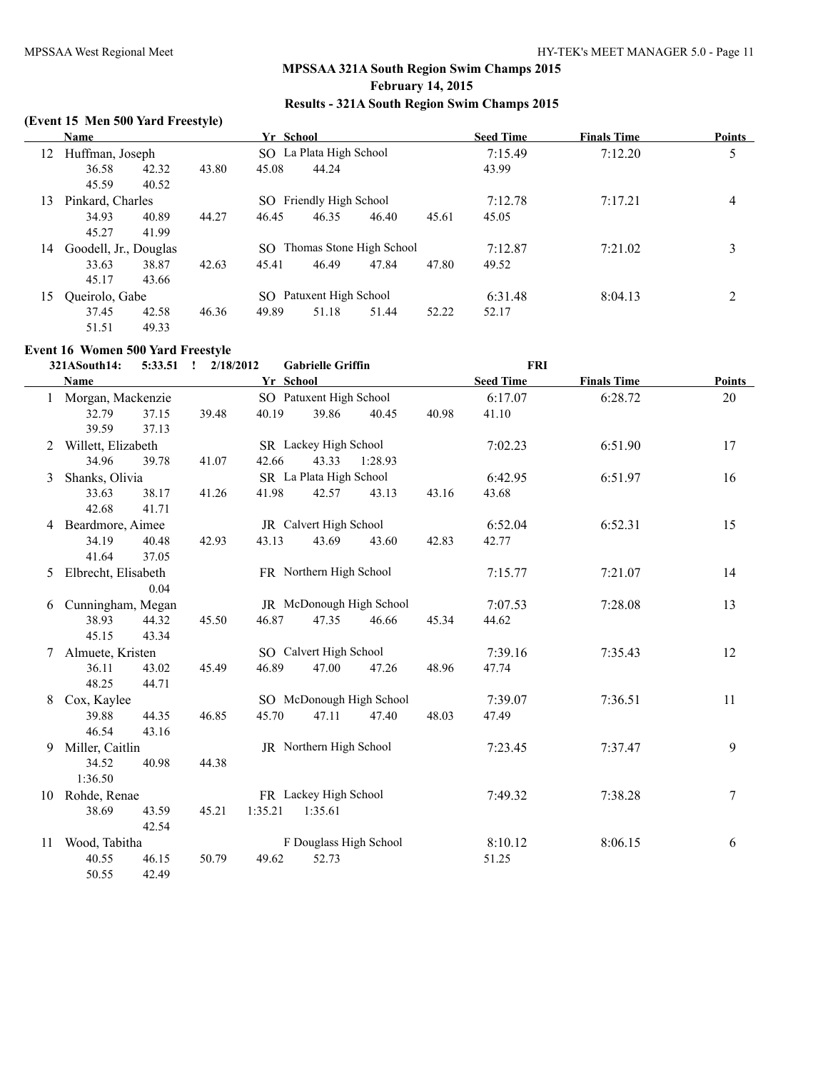## MPSSAA 321A South Region Swim Champs 2015

**February 14, 2015**

**Results - 321A South Region Swim Champs 2015**

### (Event 15 Men 500 Yard Freestyle)

| | Name | Yr | School | Seed Time | Finals Time | Points |
|---|---|---|---|---|---|---|
| 12 | Huffman, Joseph | SO | La Plata High School | 7:15.49 | 7:12.20 | 5 |
| | 36.58 42.32 43.80 45.08 44.24 43.99 45.59 40.52 | | | | | |
| 13 | Pinkard, Charles | SO | Friendly High School | 7:12.78 | 7:17.21 | 4 |
| | 34.93 40.89 44.27 46.45 46.35 46.40 45.61 45.05 45.27 41.99 | | | | | |
| 14 | Goodell, Jr., Douglas | SO | Thomas Stone High School | 7:12.87 | 7:21.02 | 3 |
| | 33.63 38.87 42.63 45.41 46.49 47.84 47.80 49.52 45.17 43.66 | | | | | |
| 15 | Queirolo, Gabe | SO | Patuxent High School | 6:31.48 | 8:04.13 | 2 |
| | 37.45 42.58 46.36 49.89 51.18 51.44 52.22 52.17 51.51 49.33 | | | | | |

### Event 16 Women 500 Yard Freestyle

321ASouth14: 5:33.51 ! 2/18/2012 Gabrielle Griffin FRI

| | Name | Yr | School | Seed Time | Finals Time | Points |
|---|---|---|---|---|---|---|
| 1 | Morgan, Mackenzie | SO | Patuxent High School | 6:17.07 | 6:28.72 | 20 |
| | 32.79 37.15 39.48 40.19 39.86 40.45 40.98 41.10 39.59 37.13 | | | | | |
| 2 | Willett, Elizabeth | SR | Lackey High School | 7:02.23 | 6:51.90 | 17 |
| | 34.96 39.78 41.07 42.66 43.33 1:28.93 | | | | | |
| 3 | Shanks, Olivia | SR | La Plata High School | 6:42.95 | 6:51.97 | 16 |
| | 33.63 38.17 41.26 41.98 42.57 43.13 43.16 43.68 42.68 41.71 | | | | | |
| 4 | Beardmore, Aimee | JR | Calvert High School | 6:52.04 | 6:52.31 | 15 |
| | 34.19 40.48 42.93 43.13 43.69 43.60 42.83 42.77 41.64 37.05 | | | | | |
| 5 | Elbrecht, Elisabeth | FR | Northern High School | 7:15.77 | 7:21.07 | 14 |
| | 0.04 | | | | | |
| 6 | Cunningham, Megan | JR | McDonough High School | 7:07.53 | 7:28.08 | 13 |
| | 38.93 44.32 45.50 46.87 47.35 46.66 45.34 44.62 45.15 43.34 | | | | | |
| 7 | Almuete, Kristen | SO | Calvert High School | 7:39.16 | 7:35.43 | 12 |
| | 36.11 43.02 45.49 46.89 47.00 47.26 48.96 47.74 48.25 44.71 | | | | | |
| 8 | Cox, Kaylee | SO | McDonough High School | 7:39.07 | 7:36.51 | 11 |
| | 39.88 44.35 46.85 45.70 47.11 47.40 48.03 47.49 46.54 43.16 | | | | | |
| 9 | Miller, Caitlin | JR | Northern High School | 7:23.45 | 7:37.47 | 9 |
| | 34.52 40.98 44.38 1:36.50 | | | | | |
| 10 | Rohde, Renae | FR | Lackey High School | 7:49.32 | 7:38.28 | 7 |
| | 38.69 43.59 45.21 1:35.21 1:35.61 42.54 | | | | | |
| 11 | Wood, Tabitha | | F Douglass High School | 8:10.12 | 8:06.15 | 6 |
| | 40.55 46.15 50.79 49.62 52.73 51.25 50.55 42.49 | | | | | |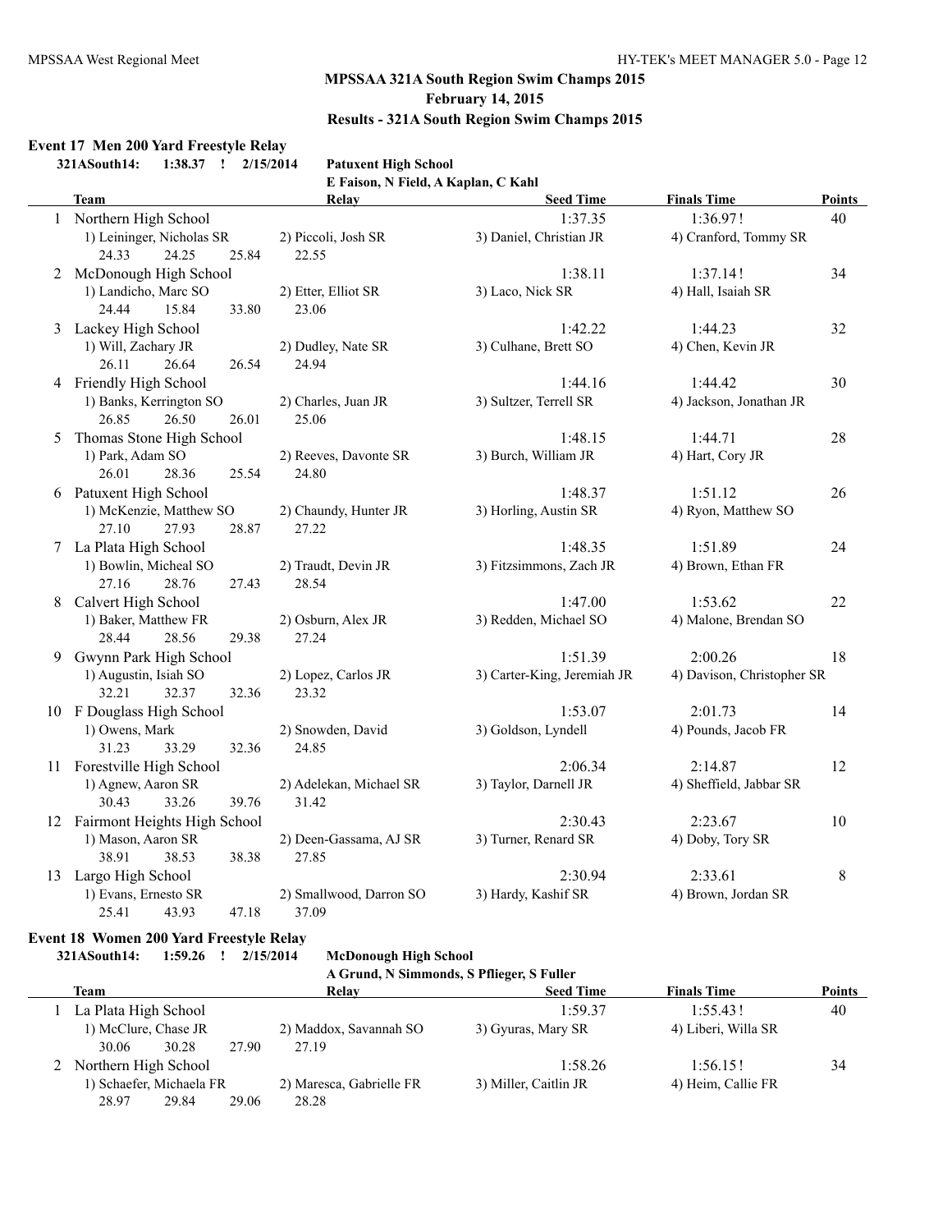## MPSSAA 321A South Region Swim Champs 2015
## February 14, 2015
## Results - 321A South Region Swim Champs 2015

### Event 17 Men 200 Yard Freestyle Relay

321ASouth14: 1:38.37 ! 2/15/2014 Patuxent High School
E Faison, N Field, A Kaplan, C Kahl

| | Team | Relay | Seed Time | Finals Time | Points |
|---|---|---|---|---|---|
| 1 | Northern High School | | 1:37.35 | 1:36.97! | 40 |
| | 1) Leininger, Nicholas SR | 2) Piccoli, Josh SR | 3) Daniel, Christian JR | 4) Cranford, Tommy SR | |
| | 24.33 24.25 25.84 22.55 | | | | |
| 2 | McDonough High School | | 1:38.11 | 1:37.14! | 34 |
| | 1) Landicho, Marc SO | 2) Etter, Elliot SR | 3) Laco, Nick SR | 4) Hall, Isaiah SR | |
| | 24.44 15.84 33.80 23.06 | | | | |
| 3 | Lackey High School | | 1:42.22 | 1:44.23 | 32 |
| | 1) Will, Zachary JR | 2) Dudley, Nate SR | 3) Culhane, Brett SO | 4) Chen, Kevin JR | |
| | 26.11 26.64 26.54 24.94 | | | | |
| 4 | Friendly High School | | 1:44.16 | 1:44.42 | 30 |
| | 1) Banks, Kerrington SO | 2) Charles, Juan JR | 3) Sultzer, Terrell SR | 4) Jackson, Jonathan JR | |
| | 26.85 26.50 26.01 25.06 | | | | |
| 5 | Thomas Stone High School | | 1:48.15 | 1:44.71 | 28 |
| | 1) Park, Adam SO | 2) Reeves, Davonte SR | 3) Burch, William JR | 4) Hart, Cory JR | |
| | 26.01 28.36 25.54 24.80 | | | | |
| 6 | Patuxent High School | | 1:48.37 | 1:51.12 | 26 |
| | 1) McKenzie, Matthew SO | 2) Chaundy, Hunter JR | 3) Horling, Austin SR | 4) Ryon, Matthew SO | |
| | 27.10 27.93 28.87 27.22 | | | | |
| 7 | La Plata High School | | 1:48.35 | 1:51.89 | 24 |
| | 1) Bowlin, Micheal SO | 2) Traudt, Devin JR | 3) Fitzsimmons, Zach JR | 4) Brown, Ethan FR | |
| | 27.16 28.76 27.43 28.54 | | | | |
| 8 | Calvert High School | | 1:47.00 | 1:53.62 | 22 |
| | 1) Baker, Matthew FR | 2) Osburn, Alex JR | 3) Redden, Michael SO | 4) Malone, Brendan SO | |
| | 28.44 28.56 29.38 27.24 | | | | |
| 9 | Gwynn Park High School | | 1:51.39 | 2:00.26 | 18 |
| | 1) Augustin, Isiah SO | 2) Lopez, Carlos JR | 3) Carter-King, Jeremiah JR | 4) Davison, Christopher SR | |
| | 32.21 32.37 32.36 23.32 | | | | |
| 10 | F Douglass High School | | 1:53.07 | 2:01.73 | 14 |
| | 1) Owens, Mark | 2) Snowden, David | 3) Goldson, Lyndell | 4) Pounds, Jacob FR | |
| | 31.23 33.29 32.36 24.85 | | | | |
| 11 | Forestville High School | | 2:06.34 | 2:14.87 | 12 |
| | 1) Agnew, Aaron SR | 2) Adelekan, Michael SR | 3) Taylor, Darnell JR | 4) Sheffield, Jabbar SR | |
| | 30.43 33.26 39.76 31.42 | | | | |
| 12 | Fairmont Heights High School | | 2:30.43 | 2:23.67 | 10 |
| | 1) Mason, Aaron SR | 2) Deen-Gassama, AJ SR | 3) Turner, Renard SR | 4) Doby, Tory SR | |
| | 38.91 38.53 38.38 27.85 | | | | |
| 13 | Largo High School | | 2:30.94 | 2:33.61 | 8 |
| | 1) Evans, Ernesto SR | 2) Smallwood, Darron SO | 3) Hardy, Kashif SR | 4) Brown, Jordan SR | |
| | 25.41 43.93 47.18 37.09 | | | | |

### Event 18 Women 200 Yard Freestyle Relay

321ASouth14: 1:59.26 ! 2/15/2014 McDonough High School
A Grund, N Simmonds, S Pflieger, S Fuller

| | Team | Relay | Seed Time | Finals Time | Points |
|---|---|---|---|---|---|
| 1 | La Plata High School | | 1:59.37 | 1:55.43! | 40 |
| | 1) McClure, Chase JR | 2) Maddox, Savannah SO | 3) Gyuras, Mary SR | 4) Liberi, Willa SR | |
| | 30.06 30.28 27.90 27.19 | | | | |
| 2 | Northern High School | | 1:58.26 | 1:56.15! | 34 |
| | 1) Schaefer, Michaela FR | 2) Maresca, Gabrielle FR | 3) Miller, Caitlin JR | 4) Heim, Callie FR | |
| | 28.97 29.84 29.06 28.28 | | | | |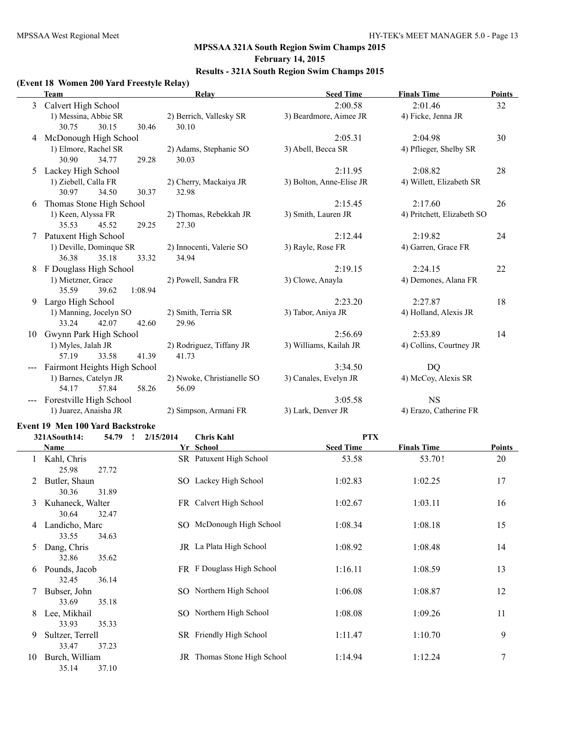## MPSSAA 321A South Region Swim Champs 2015

**February 14, 2015**

**Results - 321A South Region Swim Champs 2015**

### (Event 18 Women 200 Yard Freestyle Relay)

| | Team | Relay | | Seed Time | Finals Time | Points |
|---|---|---|---|---|---|---|
| 3 | Calvert High School | | | 2:00.58 | 2:01.46 | 32 |
| | 1) Messina, Abbie SR | 2) Berrich, Vallesky SR | 3) Beardmore, Aimee JR | 4) Ficke, Jenna JR | | |
| | 30.75 30.15 30.46 | 30.10 | | | | |
| 4 | McDonough High School | | | 2:05.31 | 2:04.98 | 30 |
| | 1) Elmore, Rachel SR | 2) Adams, Stephanie SO | 3) Abell, Becca SR | 4) Pflieger, Shelby SR | | |
| | 30.90 34.77 29.28 | 30.03 | | | | |
| 5 | Lackey High School | | | 2:11.95 | 2:08.82 | 28 |
| | 1) Ziebell, Calla FR | 2) Cherry, Mackaiya JR | 3) Bolton, Anne-Elise JR | 4) Willett, Elizabeth SR | | |
| | 30.97 34.50 30.37 | 32.98 | | | | |
| 6 | Thomas Stone High School | | | 2:15.45 | 2:17.60 | 26 |
| | 1) Keen, Alyssa FR | 2) Thomas, Rebekkah JR | 3) Smith, Lauren JR | 4) Pritchett, Elizabeth SO | | |
| | 35.53 45.52 29.25 | 27.30 | | | | |
| 7 | Patuxent High School | | | 2:12.44 | 2:19.82 | 24 |
| | 1) Deville, Dominque SR | 2) Innocenti, Valerie SO | 3) Rayle, Rose FR | 4) Garren, Grace FR | | |
| | 36.38 35.18 33.32 | 34.94 | | | | |
| 8 | F Douglass High School | | | 2:19.15 | 2:24.15 | 22 |
| | 1) Mietzner, Grace | 2) Powell, Sandra FR | 3) Clowe, Anayla | 4) Demones, Alana FR | | |
| | 35.59 39.62 1:08.94 | | | | | |
| 9 | Largo High School | | | 2:23.20 | 2:27.87 | 18 |
| | 1) Manning, Jocelyn SO | 2) Smith, Terria SR | 3) Tabor, Aniya JR | 4) Holland, Alexis JR | | |
| | 33.24 42.07 42.60 | 29.96 | | | | |
| 10 | Gwynn Park High School | | | 2:56.69 | 2:53.89 | 14 |
| | 1) Myles, Jalah JR | 2) Rodriguez, Tiffany JR | 3) Williams, Kailah JR | 4) Collins, Courtney JR | | |
| | 57.19 33.58 41.39 | 41.73 | | | | |
| --- | Fairmont Heights High School | | | 3:34.50 | DQ | |
| | 1) Barnes, Catelyn JR | 2) Nwoke, Christianelle SO | 3) Canales, Evelyn JR | 4) McCoy, Alexis SR | | |
| | 54.17 57.84 58.26 | 56.09 | | | | |
| --- | Forestville High School | | | 3:05.58 | NS | |
| | 1) Juarez, Anaisha JR | 2) Simpson, Armani FR | 3) Lark, Denver JR | 4) Erazo, Catherine FR | | |

### Event 19 Men 100 Yard Backstroke

321ASouth14: 54.79 ! 2/15/2014 Chris Kahl PTX

| | Name | Yr | School | Seed Time | Finals Time | Points |
|---|---|---|---|---|---|---|
| 1 | Kahl, Chris | SR | Patuxent High School | 53.58 | 53.70! | 20 |
| | 25.98 27.72 | | | | | |
| 2 | Butler, Shaun | SO | Lackey High School | 1:02.83 | 1:02.25 | 17 |
| | 30.36 31.89 | | | | | |
| 3 | Kuhaneck, Walter | FR | Calvert High School | 1:02.67 | 1:03.11 | 16 |
| | 30.64 32.47 | | | | | |
| 4 | Landicho, Marc | SO | McDonough High School | 1:08.34 | 1:08.18 | 15 |
| | 33.55 34.63 | | | | | |
| 5 | Dang, Chris | JR | La Plata High School | 1:08.92 | 1:08.48 | 14 |
| | 32.86 35.62 | | | | | |
| 6 | Pounds, Jacob | FR | F Douglass High School | 1:16.11 | 1:08.59 | 13 |
| | 32.45 36.14 | | | | | |
| 7 | Bubser, John | SO | Northern High School | 1:06.08 | 1:08.87 | 12 |
| | 33.69 35.18 | | | | | |
| 8 | Lee, Mikhail | SO | Northern High School | 1:08.08 | 1:09.26 | 11 |
| | 33.93 35.33 | | | | | |
| 9 | Sultzer, Terrell | SR | Friendly High School | 1:11.47 | 1:10.70 | 9 |
| | 33.47 37.23 | | | | | |
| 10 | Burch, William | JR | Thomas Stone High School | 1:14.94 | 1:12.24 | 7 |
| | 35.14 37.10 | | | | | |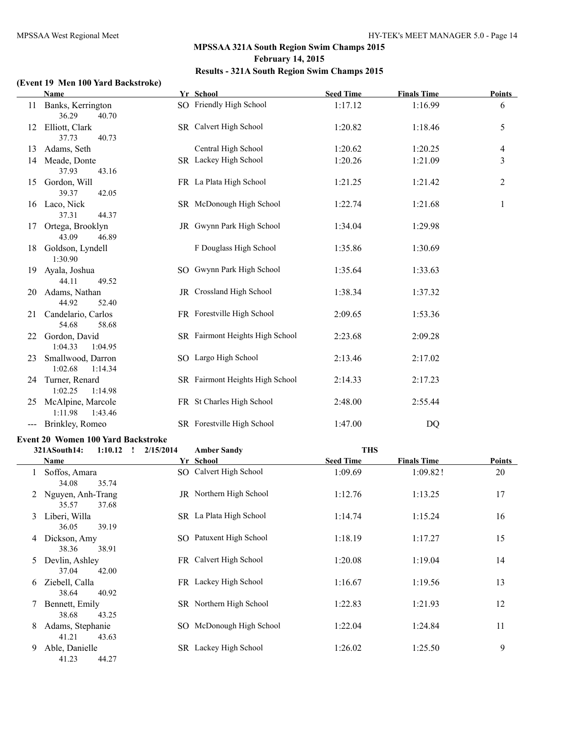## MPSSAA 321A South Region Swim Champs 2015
## February 14, 2015
## Results - 321A South Region Swim Champs 2015

### (Event 19 Men 100 Yard Backstroke)

| | Name | Yr | School | Seed Time | Finals Time | Points |
|---|---|---|---|---|---|---|
| 11 | Banks, Kerrington | SO | Friendly High School | 1:17.12 | 1:16.99 | 6 |
| | 36.29 40.70 | | | | | |
| 12 | Elliott, Clark | SR | Calvert High School | 1:20.82 | 1:18.46 | 5 |
| | 37.73 40.73 | | | | | |
| 13 | Adams, Seth | | Central High School | 1:20.62 | 1:20.25 | 4 |
| 14 | Meade, Donte | SR | Lackey High School | 1:20.26 | 1:21.09 | 3 |
| | 37.93 43.16 | | | | | |
| 15 | Gordon, Will | FR | La Plata High School | 1:21.25 | 1:21.42 | 2 |
| | 39.37 42.05 | | | | | |
| 16 | Laco, Nick | SR | McDonough High School | 1:22.74 | 1:21.68 | 1 |
| | 37.31 44.37 | | | | | |
| 17 | Ortega, Brooklyn | JR | Gwynn Park High School | 1:34.04 | 1:29.98 | |
| | 43.09 46.89 | | | | | |
| 18 | Goldson, Lyndell | | F Douglass High School | 1:35.86 | 1:30.69 | |
| | 1:30.90 | | | | | |
| 19 | Ayala, Joshua | SO | Gwynn Park High School | 1:35.64 | 1:33.63 | |
| | 44.11 49.52 | | | | | |
| 20 | Adams, Nathan | JR | Crossland High School | 1:38.34 | 1:37.32 | |
| | 44.92 52.40 | | | | | |
| 21 | Candelario, Carlos | FR | Forestville High School | 2:09.65 | 1:53.36 | |
| | 54.68 58.68 | | | | | |
| 22 | Gordon, David | SR | Fairmont Heights High School | 2:23.68 | 2:09.28 | |
| | 1:04.33 1:04.95 | | | | | |
| 23 | Smallwood, Darron | SO | Largo High School | 2:13.46 | 2:17.02 | |
| | 1:02.68 1:14.34 | | | | | |
| 24 | Turner, Renard | SR | Fairmont Heights High School | 2:14.33 | 2:17.23 | |
| | 1:02.25 1:14.98 | | | | | |
| 25 | McAlpine, Marcole | FR | St Charles High School | 2:48.00 | 2:55.44 | |
| | 1:11.98 1:43.46 | | | | | |
| --- | Brinkley, Romeo | SR | Forestville High School | 1:47.00 | DQ | |

### Event 20 Women 100 Yard Backstroke

**321ASouth14: 1:10.12 ! 2/15/2014 Amber Sandy THS**

| | Name | Yr | School | Seed Time | Finals Time | Points |
|---|---|---|---|---|---|---|
| 1 | Soffos, Amara | SO | Calvert High School | 1:09.69 | 1:09.82! | 20 |
| | 34.08 35.74 | | | | | |
| 2 | Nguyen, Anh-Trang | JR | Northern High School | 1:12.76 | 1:13.25 | 17 |
| | 35.57 37.68 | | | | | |
| 3 | Liberi, Willa | SR | La Plata High School | 1:14.74 | 1:15.24 | 16 |
| | 36.05 39.19 | | | | | |
| 4 | Dickson, Amy | SO | Patuxent High School | 1:18.19 | 1:17.27 | 15 |
| | 38.36 38.91 | | | | | |
| 5 | Devlin, Ashley | FR | Calvert High School | 1:20.08 | 1:19.04 | 14 |
| | 37.04 42.00 | | | | | |
| 6 | Ziebell, Calla | FR | Lackey High School | 1:16.67 | 1:19.56 | 13 |
| | 38.64 40.92 | | | | | |
| 7 | Bennett, Emily | SR | Northern High School | 1:22.83 | 1:21.93 | 12 |
| | 38.68 43.25 | | | | | |
| 8 | Adams, Stephanie | SO | McDonough High School | 1:22.04 | 1:24.84 | 11 |
| | 41.21 43.63 | | | | | |
| 9 | Able, Danielle | SR | Lackey High School | 1:26.02 | 1:25.50 | 9 |
| | 41.23 44.27 | | | | | |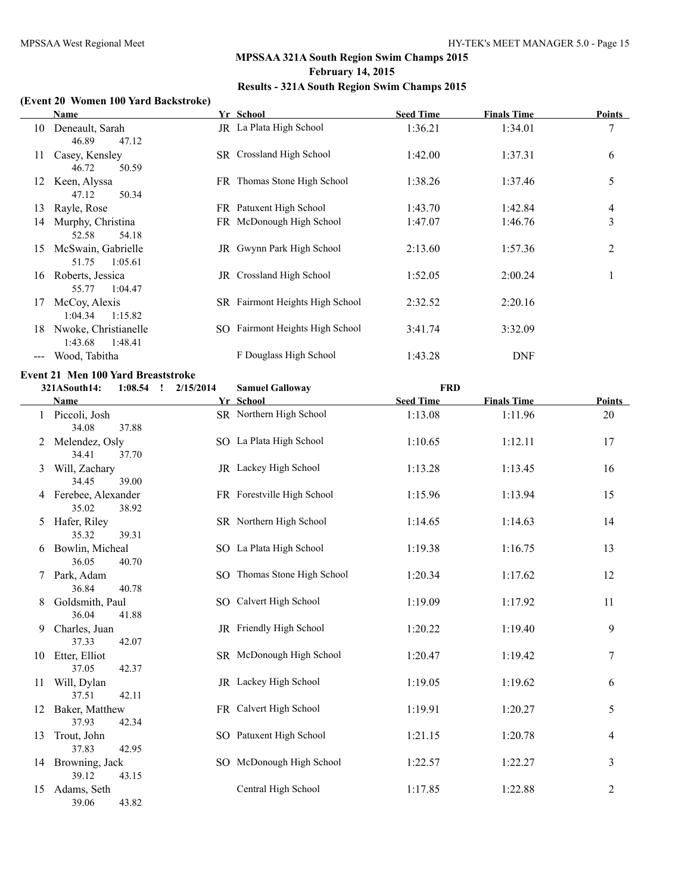## MPSSAA 321A South Region Swim Champs 2015

**February 14, 2015**

**Results - 321A South Region Swim Champs 2015**

### (Event 20 Women 100 Yard Backstroke)

| | Name | Yr | School | Seed Time | Finals Time | Points |
|---|---|---|---|---|---|---|
| 10 | Deneault, Sarah | JR | La Plata High School | 1:36.21 | 1:34.01 | 7 |
| | 46.89 47.12 | | | | | |
| 11 | Casey, Kensley | SR | Crossland High School | 1:42.00 | 1:37.31 | 6 |
| | 46.72 50.59 | | | | | |
| 12 | Keen, Alyssa | FR | Thomas Stone High School | 1:38.26 | 1:37.46 | 5 |
| | 47.12 50.34 | | | | | |
| 13 | Rayle, Rose | FR | Patuxent High School | 1:43.70 | 1:42.84 | 4 |
| 14 | Murphy, Christina | FR | McDonough High School | 1:47.07 | 1:46.76 | 3 |
| | 52.58 54.18 | | | | | |
| 15 | McSwain, Gabrielle | JR | Gwynn Park High School | 2:13.60 | 1:57.36 | 2 |
| | 51.75 1:05.61 | | | | | |
| 16 | Roberts, Jessica | JR | Crossland High School | 1:52.05 | 2:00.24 | 1 |
| | 55.77 1:04.47 | | | | | |
| 17 | McCoy, Alexis | SR | Fairmont Heights High School | 2:32.52 | 2:20.16 | |
| | 1:04.34 1:15.82 | | | | | |
| 18 | Nwoke, Christianelle | SO | Fairmont Heights High School | 3:41.74 | 3:32.09 | |
| | 1:43.68 1:48.41 | | | | | |
| --- | Wood, Tabitha | | F Douglass High School | 1:43.28 | DNF | |

### Event 21 Men 100 Yard Breaststroke

321ASouth14: 1:08.54 ! 2/15/2014 Samuel Galloway FRD

| | Name | Yr | School | Seed Time | Finals Time | Points |
|---|---|---|---|---|---|---|
| 1 | Piccoli, Josh | SR | Northern High School | 1:13.08 | 1:11.96 | 20 |
| | 34.08 37.88 | | | | | |
| 2 | Melendez, Osly | SO | La Plata High School | 1:10.65 | 1:12.11 | 17 |
| | 34.41 37.70 | | | | | |
| 3 | Will, Zachary | JR | Lackey High School | 1:13.28 | 1:13.45 | 16 |
| | 34.45 39.00 | | | | | |
| 4 | Ferebee, Alexander | FR | Forestville High School | 1:15.96 | 1:13.94 | 15 |
| | 35.02 38.92 | | | | | |
| 5 | Hafer, Riley | SR | Northern High School | 1:14.65 | 1:14.63 | 14 |
| | 35.32 39.31 | | | | | |
| 6 | Bowlin, Micheal | SO | La Plata High School | 1:19.38 | 1:16.75 | 13 |
| | 36.05 40.70 | | | | | |
| 7 | Park, Adam | SO | Thomas Stone High School | 1:20.34 | 1:17.62 | 12 |
| | 36.84 40.78 | | | | | |
| 8 | Goldsmith, Paul | SO | Calvert High School | 1:19.09 | 1:17.92 | 11 |
| | 36.04 41.88 | | | | | |
| 9 | Charles, Juan | JR | Friendly High School | 1:20.22 | 1:19.40 | 9 |
| | 37.33 42.07 | | | | | |
| 10 | Etter, Elliot | SR | McDonough High School | 1:20.47 | 1:19.42 | 7 |
| | 37.05 42.37 | | | | | |
| 11 | Will, Dylan | JR | Lackey High School | 1:19.05 | 1:19.62 | 6 |
| | 37.51 42.11 | | | | | |
| 12 | Baker, Matthew | FR | Calvert High School | 1:19.91 | 1:20.27 | 5 |
| | 37.93 42.34 | | | | | |
| 13 | Trout, John | SO | Patuxent High School | 1:21.15 | 1:20.78 | 4 |
| | 37.83 42.95 | | | | | |
| 14 | Browning, Jack | SO | McDonough High School | 1:22.57 | 1:22.27 | 3 |
| | 39.12 43.15 | | | | | |
| 15 | Adams, Seth | | Central High School | 1:17.85 | 1:22.88 | 2 |
| | 39.06 43.82 | | | | | |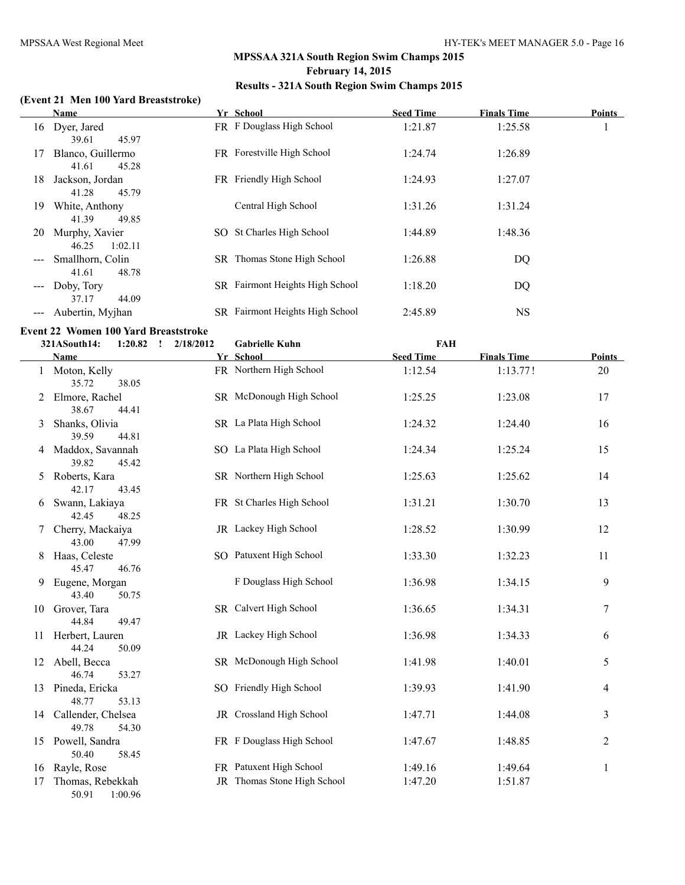## MPSSAA 321A South Region Swim Champs 2015
## February 14, 2015
## Results - 321A South Region Swim Champs 2015

### (Event 21 Men 100 Yard Breaststroke)

| | Name | Yr | School | Seed Time | Finals Time | Points |
|---|---|---|---|---|---|---|
| 16 | Dyer, Jared | FR | F Douglass High School | 1:21.87 | 1:25.58 | 1 |
| | 39.61 45.97 | | | | | |
| 17 | Blanco, Guillermo | FR | Forestville High School | 1:24.74 | 1:26.89 | |
| | 41.61 45.28 | | | | | |
| 18 | Jackson, Jordan | FR | Friendly High School | 1:24.93 | 1:27.07 | |
| | 41.28 45.79 | | | | | |
| 19 | White, Anthony | | Central High School | 1:31.26 | 1:31.24 | |
| | 41.39 49.85 | | | | | |
| 20 | Murphy, Xavier | SO | St Charles High School | 1:44.89 | 1:48.36 | |
| | 46.25 1:02.11 | | | | | |
| --- | Smallhorn, Colin | SR | Thomas Stone High School | 1:26.88 | DQ | |
| | 41.61 48.78 | | | | | |
| --- | Doby, Tory | SR | Fairmont Heights High School | 1:18.20 | DQ | |
| | 37.17 44.09 | | | | | |
| --- | Aubertin, Myjhan | SR | Fairmont Heights High School | 2:45.89 | NS | |

### Event 22 Women 100 Yard Breaststroke

321ASouth14: 1:20.82 ! 2/18/2012 Gabrielle Kuhn FAH

| | Name | Yr | School | Seed Time | Finals Time | Points |
|---|---|---|---|---|---|---|
| 1 | Moton, Kelly | FR | Northern High School | 1:12.54 | 1:13.77! | 20 |
| | 35.72 38.05 | | | | | |
| 2 | Elmore, Rachel | SR | McDonough High School | 1:25.25 | 1:23.08 | 17 |
| | 38.67 44.41 | | | | | |
| 3 | Shanks, Olivia | SR | La Plata High School | 1:24.32 | 1:24.40 | 16 |
| | 39.59 44.81 | | | | | |
| 4 | Maddox, Savannah | SO | La Plata High School | 1:24.34 | 1:25.24 | 15 |
| | 39.82 45.42 | | | | | |
| 5 | Roberts, Kara | SR | Northern High School | 1:25.63 | 1:25.62 | 14 |
| | 42.17 43.45 | | | | | |
| 6 | Swann, Lakiaya | FR | St Charles High School | 1:31.21 | 1:30.70 | 13 |
| | 42.45 48.25 | | | | | |
| 7 | Cherry, Mackaiya | JR | Lackey High School | 1:28.52 | 1:30.99 | 12 |
| | 43.00 47.99 | | | | | |
| 8 | Haas, Celeste | SO | Patuxent High School | 1:33.30 | 1:32.23 | 11 |
| | 45.47 46.76 | | | | | |
| 9 | Eugene, Morgan | | F Douglass High School | 1:36.98 | 1:34.15 | 9 |
| | 43.40 50.75 | | | | | |
| 10 | Grover, Tara | SR | Calvert High School | 1:36.65 | 1:34.31 | 7 |
| | 44.84 49.47 | | | | | |
| 11 | Herbert, Lauren | JR | Lackey High School | 1:36.98 | 1:34.33 | 6 |
| | 44.24 50.09 | | | | | |
| 12 | Abell, Becca | SR | McDonough High School | 1:41.98 | 1:40.01 | 5 |
| | 46.74 53.27 | | | | | |
| 13 | Pineda, Ericka | SO | Friendly High School | 1:39.93 | 1:41.90 | 4 |
| | 48.77 53.13 | | | | | |
| 14 | Callender, Chelsea | JR | Crossland High School | 1:47.71 | 1:44.08 | 3 |
| | 49.78 54.30 | | | | | |
| 15 | Powell, Sandra | FR | F Douglass High School | 1:47.67 | 1:48.85 | 2 |
| | 50.40 58.45 | | | | | |
| 16 | Rayle, Rose | FR | Patuxent High School | 1:49.16 | 1:49.64 | 1 |
| 17 | Thomas, Rebekkah | JR | Thomas Stone High School | 1:47.20 | 1:51.87 | |
| | 50.91 1:00.96 | | | | | |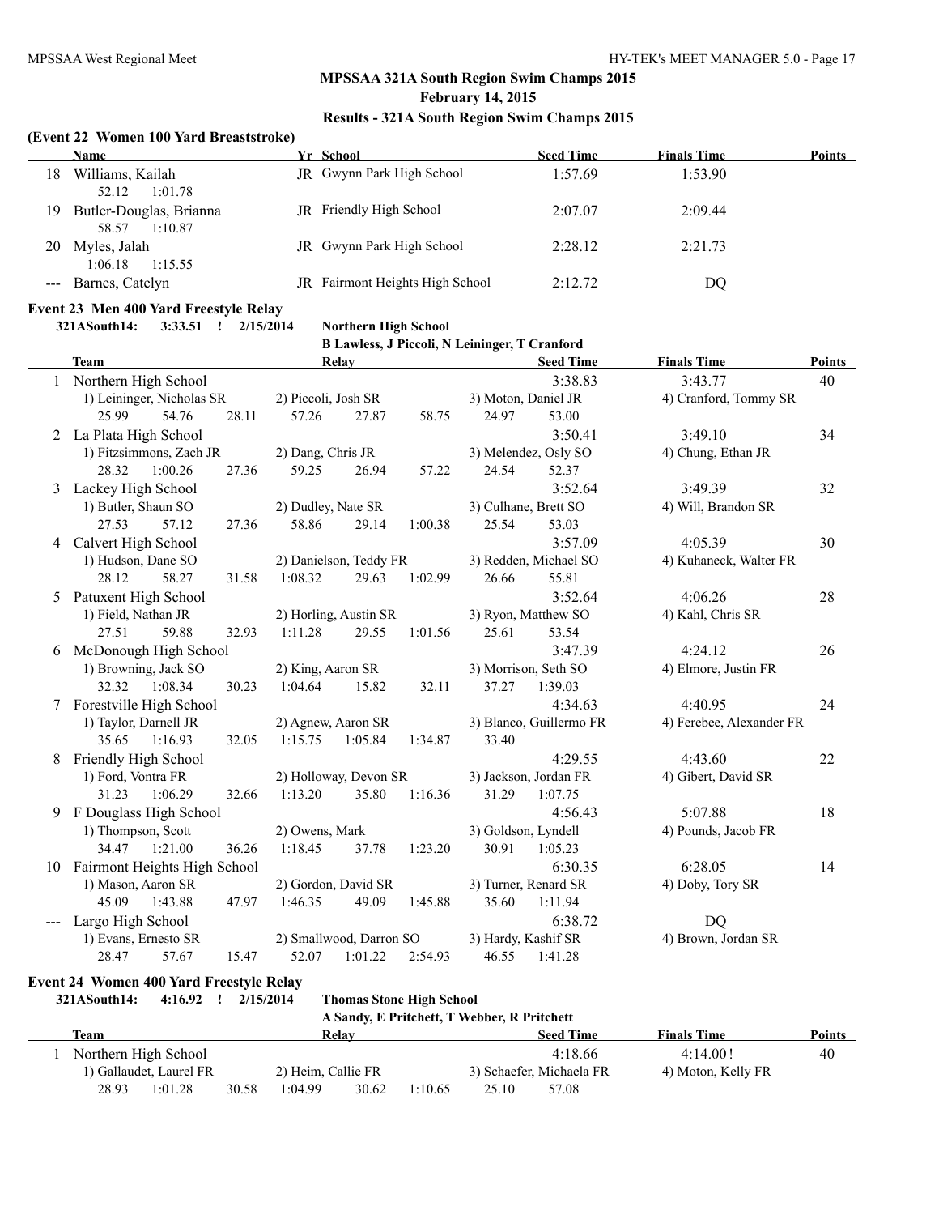# MPSSAA 321A South Region Swim Champs 2015

**February 14, 2015**

**Results - 321A South Region Swim Champs 2015**

### (Event 22 Women 100 Yard Breaststroke)

| | Name | Yr | School | Seed Time | Finals Time | Points |
|---|---|---|---|---|---|---|
| 18 | Williams, Kailah | JR | Gwynn Park High School | 1:57.69 | 1:53.90 | |
| | 52.12 1:01.78 | | | | | |
| 19 | Butler-Douglas, Brianna | JR | Friendly High School | 2:07.07 | 2:09.44 | |
| | 58.57 1:10.87 | | | | | |
| 20 | Myles, Jalah | JR | Gwynn Park High School | 2:28.12 | 2:21.73 | |
| | 1:06.18 1:15.55 | | | | | |
| --- | Barnes, Catelyn | JR | Fairmont Heights High School | 2:12.72 | DQ | |

### Event 23 Men 400 Yard Freestyle Relay

**321ASouth14: 3:33.51 ! 2/15/2014 Northern High School**
**B Lawless, J Piccoli, N Leininger, T Cranford**

| | Team | Relay | Seed Time | Finals Time | Points |
|---|---|---|---|---|---|
| 1 | Northern High School | | 3:38.83 | 3:43.77 | 40 |
| | 1) Leininger, Nicholas SR; 2) Piccoli, Josh SR; 3) Moton, Daniel JR; 4) Cranford, Tommy SR | | | | |
| | 25.99 54.76 28.11 57.26 27.87 58.75 24.97 53.00 | | | | |
| 2 | La Plata High School | | 3:50.41 | 3:49.10 | 34 |
| | 1) Fitzsimmons, Zach JR; 2) Dang, Chris JR; 3) Melendez, Osly SO; 4) Chung, Ethan JR | | | | |
| | 28.32 1:00.26 27.36 59.25 26.94 57.22 24.54 52.37 | | | | |
| 3 | Lackey High School | | 3:52.64 | 3:49.39 | 32 |
| | 1) Butler, Shaun SO; 2) Dudley, Nate SR; 3) Culhane, Brett SO; 4) Will, Brandon SR | | | | |
| | 27.53 57.12 27.36 58.86 29.14 1:00.38 25.54 53.03 | | | | |
| 4 | Calvert High School | | 3:57.09 | 4:05.39 | 30 |
| | 1) Hudson, Dane SO; 2) Danielson, Teddy FR; 3) Redden, Michael SO; 4) Kuhaneck, Walter FR | | | | |
| | 28.12 58.27 31.58 1:08.32 29.63 1:02.99 26.66 55.81 | | | | |
| 5 | Patuxent High School | | 3:52.64 | 4:06.26 | 28 |
| | 1) Field, Nathan JR; 2) Horling, Austin SR; 3) Ryon, Matthew SO; 4) Kahl, Chris SR | | | | |
| | 27.51 59.88 32.93 1:11.28 29.55 1:01.56 25.61 53.54 | | | | |
| 6 | McDonough High School | | 3:47.39 | 4:24.12 | 26 |
| | 1) Browning, Jack SO; 2) King, Aaron SR; 3) Morrison, Seth SO; 4) Elmore, Justin FR | | | | |
| | 32.32 1:08.34 30.23 1:04.64 15.82 32.11 37.27 1:39.03 | | | | |
| 7 | Forestville High School | | 4:34.63 | 4:40.95 | 24 |
| | 1) Taylor, Darnell JR; 2) Agnew, Aaron SR; 3) Blanco, Guillermo FR; 4) Ferebee, Alexander FR | | | | |
| | 35.65 1:16.93 32.05 1:15.75 1:05.84 1:34.87 33.40 | | | | |
| 8 | Friendly High School | | 4:29.55 | 4:43.60 | 22 |
| | 1) Ford, Vontra FR; 2) Holloway, Devon SR; 3) Jackson, Jordan FR; 4) Gibert, David SR | | | | |
| | 31.23 1:06.29 32.66 1:13.20 35.80 1:16.36 31.29 1:07.75 | | | | |
| 9 | F Douglass High School | | 4:56.43 | 5:07.88 | 18 |
| | 1) Thompson, Scott; 2) Owens, Mark; 3) Goldson, Lyndell; 4) Pounds, Jacob FR | | | | |
| | 34.47 1:21.00 36.26 1:18.45 37.78 1:23.20 30.91 1:05.23 | | | | |
| 10 | Fairmont Heights High School | | 6:30.35 | 6:28.05 | 14 |
| | 1) Mason, Aaron SR; 2) Gordon, David SR; 3) Turner, Renard SR; 4) Doby, Tory SR | | | | |
| | 45.09 1:43.88 47.97 1:46.35 49.09 1:45.88 35.60 1:11.94 | | | | |
| --- | Largo High School | | 6:38.72 | DQ | |
| | 1) Evans, Ernesto SR; 2) Smallwood, Darron SO; 3) Hardy, Kashif SR; 4) Brown, Jordan SR | | | | |
| | 28.47 57.67 15.47 52.07 1:01.22 2:54.93 46.55 1:41.28 | | | | |

### Event 24 Women 400 Yard Freestyle Relay

**321ASouth14: 4:16.92 ! 2/15/2014 Thomas Stone High School**
**A Sandy, E Pritchett, T Webber, R Pritchett**

| | Team | Relay | Seed Time | Finals Time | Points |
|---|---|---|---|---|---|
| 1 | Northern High School | | 4:18.66 | 4:14.00! | 40 |
| | 1) Gallaudet, Laurel FR; 2) Heim, Callie FR; 3) Schaefer, Michaela FR; 4) Moton, Kelly FR | | | | |
| | 28.93 1:01.28 30.58 1:04.99 30.62 1:10.65 25.10 57.08 | | | | |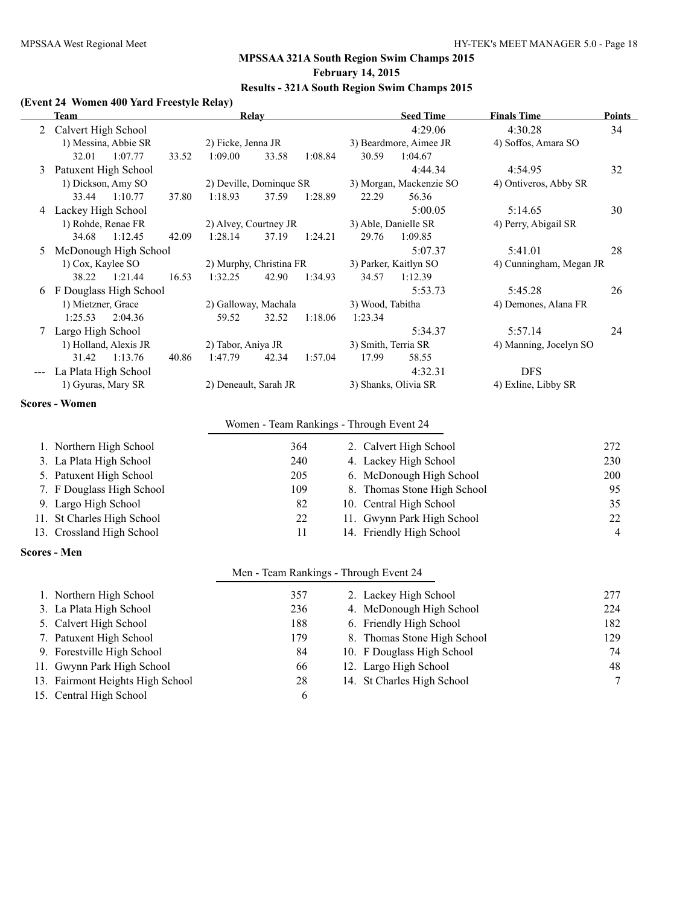## MPSSAA 321A South Region Swim Champs 2015

**February 14, 2015**

**Results - 321A South Region Swim Champs 2015**

### (Event 24 Women 400 Yard Freestyle Relay)

| | Team | Relay | | Seed Time | Finals Time | Points |
|---|---|---|---|---|---|---|
| 2 | Calvert High School | | | 4:29.06 | 4:30.28 | 34 |
| | 1) Messina, Abbie SR | 2) Ficke, Jenna JR | 3) Beardmore, Aimee JR | | 4) Soffos, Amara SO | |
| | 32.01 1:07.77 33.52 | 1:09.00 33.58 1:08.84 | 30.59 1:04.67 | | | |
| 3 | Patuxent High School | | | 4:44.34 | 4:54.95 | 32 |
| | 1) Dickson, Amy SO | 2) Deville, Dominque SR | 3) Morgan, Mackenzie SO | | 4) Ontiveros, Abby SR | |
| | 33.44 1:10.77 37.80 | 1:18.93 37.59 1:28.89 | 22.29 56.36 | | | |
| 4 | Lackey High School | | | 5:00.05 | 5:14.65 | 30 |
| | 1) Rohde, Renae FR | 2) Alvey, Courtney JR | 3) Able, Danielle SR | | 4) Perry, Abigail SR | |
| | 34.68 1:12.45 42.09 | 1:28.14 37.19 1:24.21 | 29.76 1:09.85 | | | |
| 5 | McDonough High School | | | 5:07.37 | 5:41.01 | 28 |
| | 1) Cox, Kaylee SO | 2) Murphy, Christina FR | 3) Parker, Kaitlyn SO | | 4) Cunningham, Megan JR | |
| | 38.22 1:21.44 16.53 | 1:32.25 42.90 1:34.93 | 34.57 1:12.39 | | | |
| 6 | F Douglass High School | | | 5:53.73 | 5:45.28 | 26 |
| | 1) Mietzner, Grace | 2) Galloway, Machala | 3) Wood, Tabitha | | 4) Demones, Alana FR | |
| | 1:25.53 2:04.36 | 59.52 32.52 1:18.06 | 1:23.34 | | | |
| 7 | Largo High School | | | 5:34.37 | 5:57.14 | 24 |
| | 1) Holland, Alexis JR | 2) Tabor, Aniya JR | 3) Smith, Terria SR | | 4) Manning, Jocelyn SO | |
| | 31.42 1:13.76 40.86 | 1:47.79 42.34 1:57.04 | 17.99 58.55 | | | |
| --- | La Plata High School | | | 4:32.31 | DFS | |
| | 1) Gyuras, Mary SR | 2) Deneault, Sarah JR | 3) Shanks, Olivia SR | | 4) Exline, Libby SR | |

### Scores - Women

Women - Team Rankings - Through Event 24

| | | | | | |
|---|---|---|---|---|---|
| 1. | Northern High School | 364 | 2. | Calvert High School | 272 |
| 3. | La Plata High School | 240 | 4. | Lackey High School | 230 |
| 5. | Patuxent High School | 205 | 6. | McDonough High School | 200 |
| 7. | F Douglass High School | 109 | 8. | Thomas Stone High School | 95 |
| 9. | Largo High School | 82 | 10. | Central High School | 35 |
| 11. | St Charles High School | 22 | 11. | Gwynn Park High School | 22 |
| 13. | Crossland High School | 11 | 14. | Friendly High School | 4 |

### Scores - Men

Men - Team Rankings - Through Event 24

| | | | | | |
|---|---|---|---|---|---|
| 1. | Northern High School | 357 | 2. | Lackey High School | 277 |
| 3. | La Plata High School | 236 | 4. | McDonough High School | 224 |
| 5. | Calvert High School | 188 | 6. | Friendly High School | 182 |
| 7. | Patuxent High School | 179 | 8. | Thomas Stone High School | 129 |
| 9. | Forestville High School | 84 | 10. | F Douglass High School | 74 |
| 11. | Gwynn Park High School | 66 | 12. | Largo High School | 48 |
| 13. | Fairmont Heights High School | 28 | 14. | St Charles High School | 7 |
| 15. | Central High School | 6 | | | |